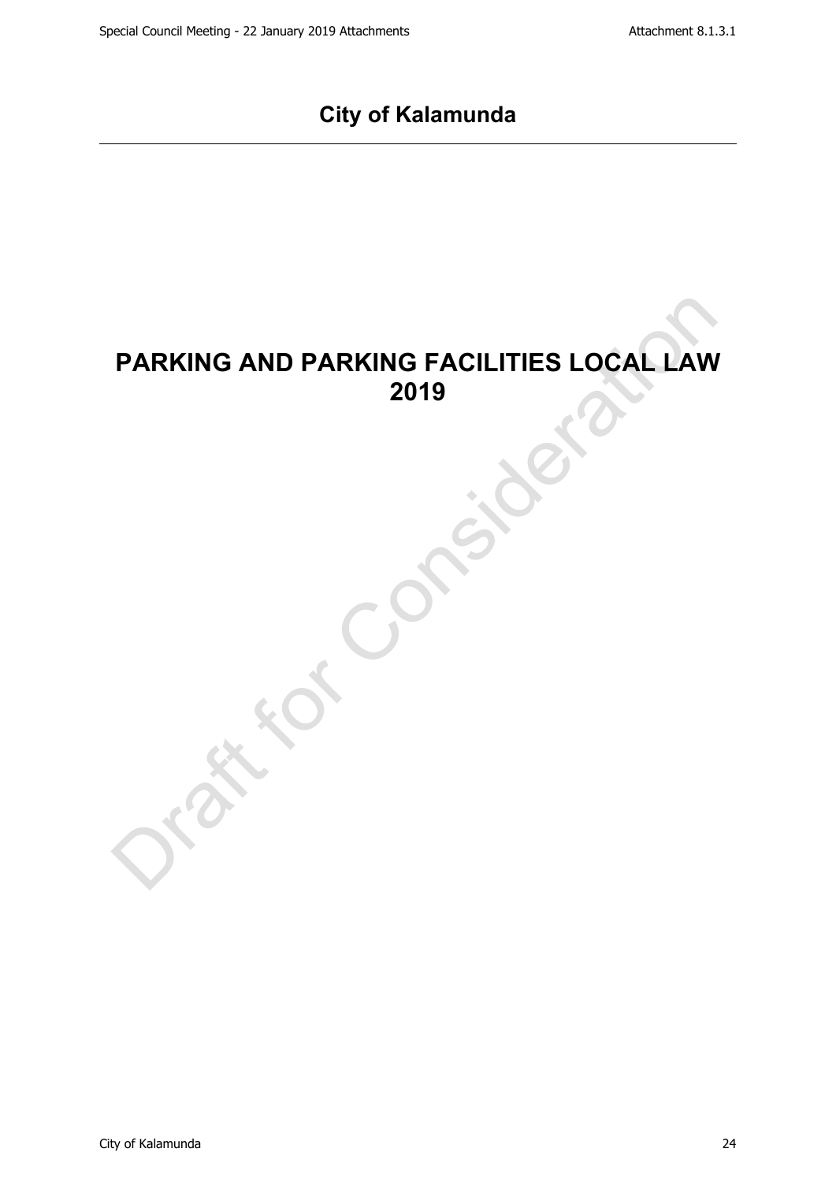## City of Kalamunda

# PARKING AND PARKING FACILITIES LOCAL LAW 2019

Draft for Consideration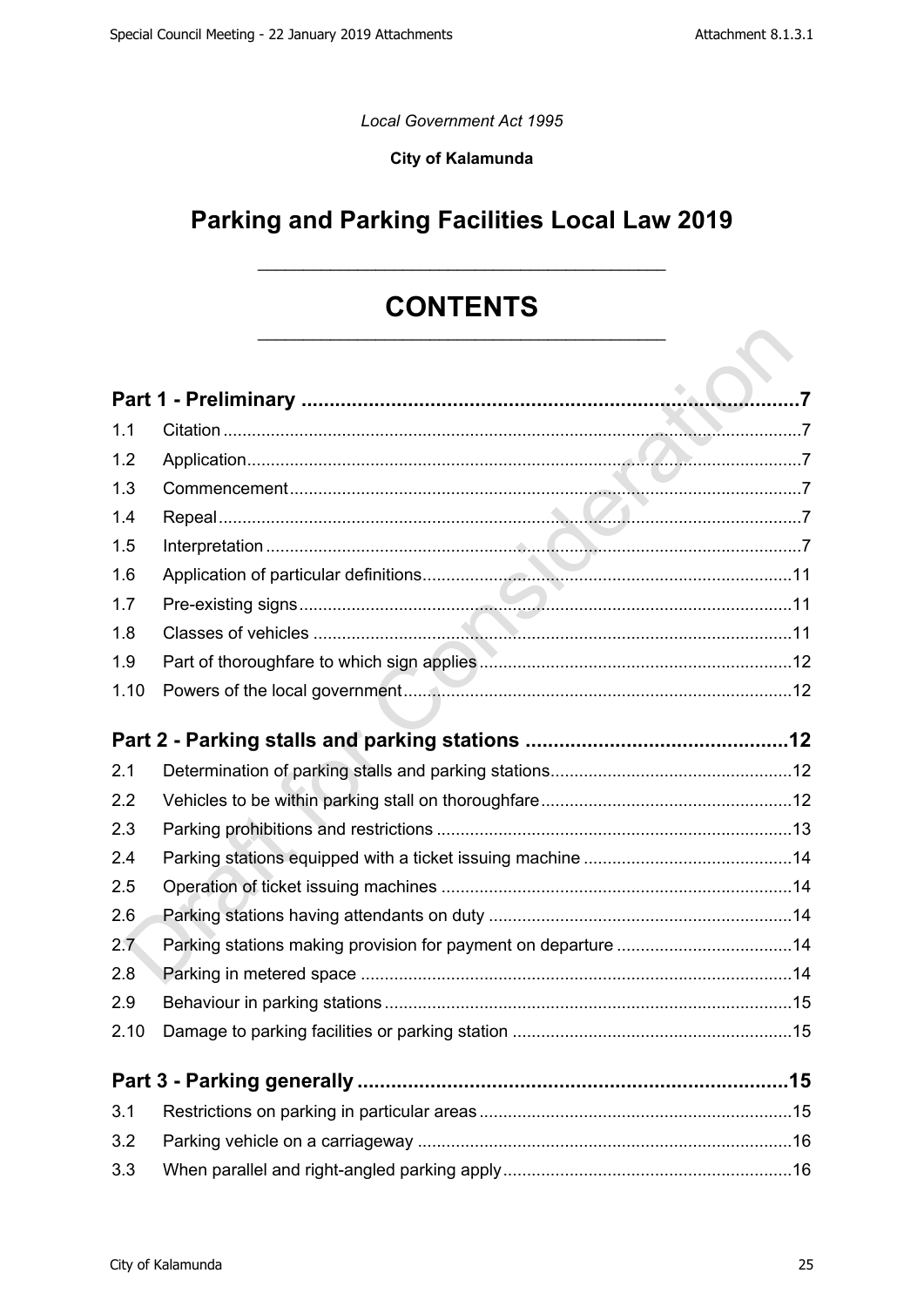*Local Government Act 1995*

**City of Kalamunda**

# Parking and Parking Facilities Local Law 2019

# CONTENTS

| | | |
|---|---|---|
| **Part 1 - Preliminary** | | **7** |
| 1.1 | Citation | 7 |
| 1.2 | Application | 7 |
| 1.3 | Commencement | 7 |
| 1.4 | Repeal | 7 |
| 1.5 | Interpretation | 7 |
| 1.6 | Application of particular definitions | 11 |
| 1.7 | Pre-existing signs | 11 |
| 1.8 | Classes of vehicles | 11 |
| 1.9 | Part of thoroughfare to which sign applies | 12 |
| 1.10 | Powers of the local government | 12 |
| **Part 2 - Parking stalls and parking stations** | | **12** |
| 2.1 | Determination of parking stalls and parking stations | 12 |
| 2.2 | Vehicles to be within parking stall on thoroughfare | 12 |
| 2.3 | Parking prohibitions and restrictions | 13 |
| 2.4 | Parking stations equipped with a ticket issuing machine | 14 |
| 2.5 | Operation of ticket issuing machines | 14 |
| 2.6 | Parking stations having attendants on duty | 14 |
| 2.7 | Parking stations making provision for payment on departure | 14 |
| 2.8 | Parking in metered space | 14 |
| 2.9 | Behaviour in parking stations | 15 |
| 2.10 | Damage to parking facilities or parking station | 15 |
| **Part 3 - Parking generally** | | **15** |
| 3.1 | Restrictions on parking in particular areas | 15 |
| 3.2 | Parking vehicle on a carriageway | 16 |
| 3.3 | When parallel and right-angled parking apply | 16 |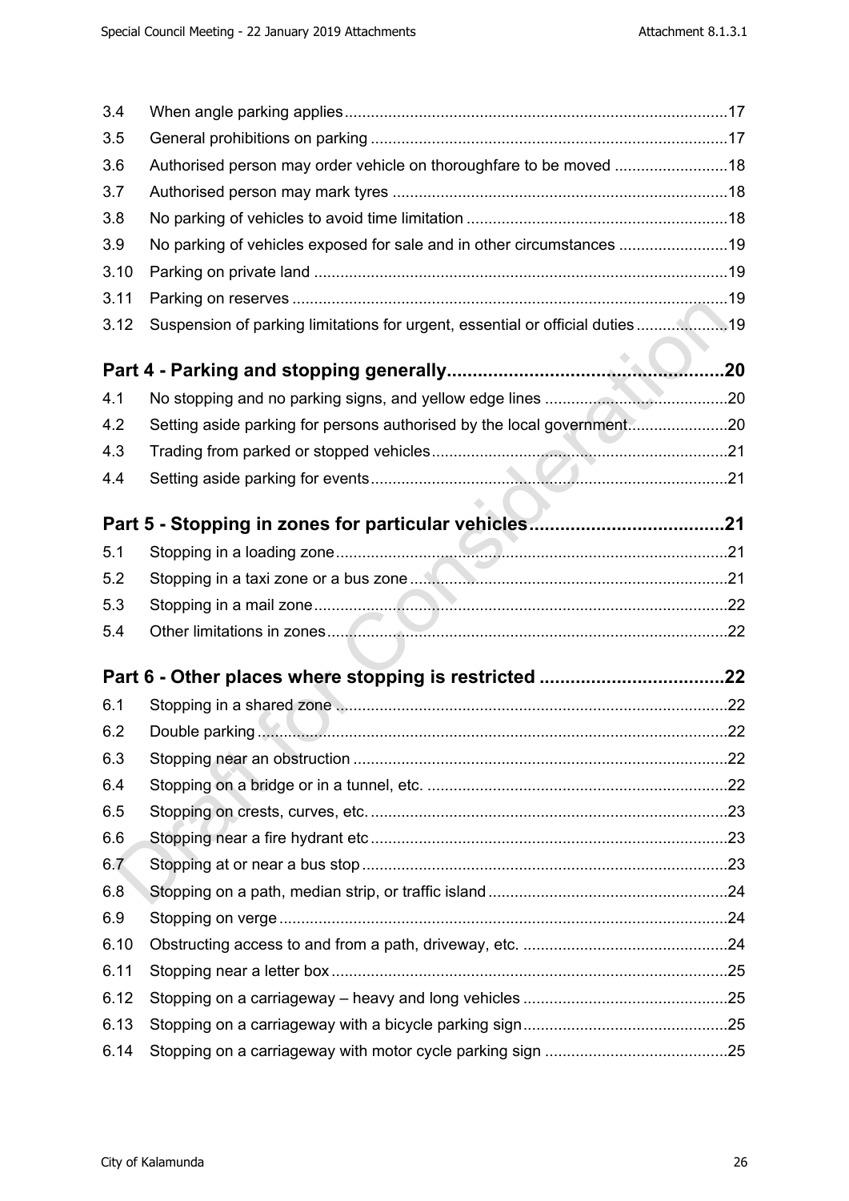| | | |
|---|---|---|
| 3.4 | When angle parking applies | 17 |
| 3.5 | General prohibitions on parking | 17 |
| 3.6 | Authorised person may order vehicle on thoroughfare to be moved | 18 |
| 3.7 | Authorised person may mark tyres | 18 |
| 3.8 | No parking of vehicles to avoid time limitation | 18 |
| 3.9 | No parking of vehicles exposed for sale and in other circumstances | 19 |
| 3.10 | Parking on private land | 19 |
| 3.11 | Parking on reserves | 19 |
| 3.12 | Suspension of parking limitations for urgent, essential or official duties | 19 |

**Part 4 - Parking and stopping generally ........ 20**

| | | |
|---|---|---|
| 4.1 | No stopping and no parking signs, and yellow edge lines | 20 |
| 4.2 | Setting aside parking for persons authorised by the local government | 20 |
| 4.3 | Trading from parked or stopped vehicles | 21 |
| 4.4 | Setting aside parking for events | 21 |

**Part 5 - Stopping in zones for particular vehicles ........ 21**

| | | |
|---|---|---|
| 5.1 | Stopping in a loading zone | 21 |
| 5.2 | Stopping in a taxi zone or a bus zone | 21 |
| 5.3 | Stopping in a mail zone | 22 |
| 5.4 | Other limitations in zones | 22 |

**Part 6 - Other places where stopping is restricted ........ 22**

| | | |
|---|---|---|
| 6.1 | Stopping in a shared zone | 22 |
| 6.2 | Double parking | 22 |
| 6.3 | Stopping near an obstruction | 22 |
| 6.4 | Stopping on a bridge or in a tunnel, etc. | 22 |
| 6.5 | Stopping on crests, curves, etc. | 23 |
| 6.6 | Stopping near a fire hydrant etc | 23 |
| 6.7 | Stopping at or near a bus stop | 23 |
| 6.8 | Stopping on a path, median strip, or traffic island | 24 |
| 6.9 | Stopping on verge | 24 |
| 6.10 | Obstructing access to and from a path, driveway, etc. | 24 |
| 6.11 | Stopping near a letter box | 25 |
| 6.12 | Stopping on a carriageway – heavy and long vehicles | 25 |
| 6.13 | Stopping on a carriageway with a bicycle parking sign | 25 |
| 6.14 | Stopping on a carriageway with motor cycle parking sign | 25 |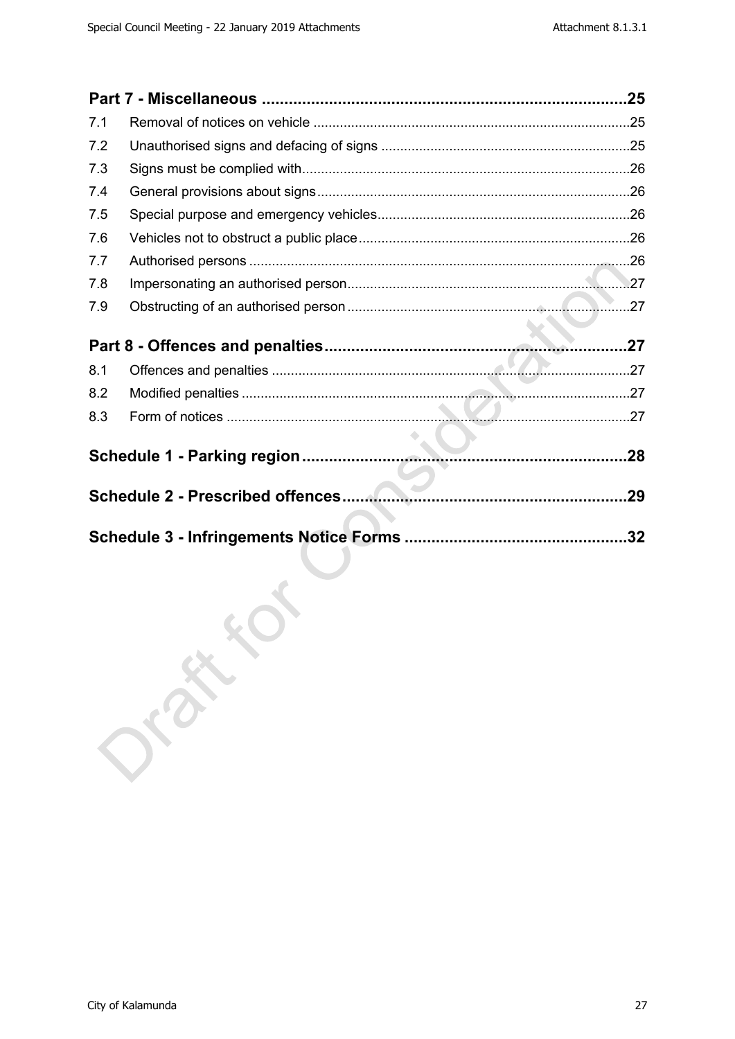**Part 7 - Miscellaneous ....................................................................................25**

| | | |
|---|---|---|
| 7.1 | Removal of notices on vehicle | 25 |
| 7.2 | Unauthorised signs and defacing of signs | 25 |
| 7.3 | Signs must be complied with | 26 |
| 7.4 | General provisions about signs | 26 |
| 7.5 | Special purpose and emergency vehicles | 26 |
| 7.6 | Vehicles not to obstruct a public place | 26 |
| 7.7 | Authorised persons | 26 |
| 7.8 | Impersonating an authorised person | 27 |
| 7.9 | Obstructing of an authorised person | 27 |

**Part 8 - Offences and penalties ....................................................................27**

| | | |
|---|---|---|
| 8.1 | Offences and penalties | 27 |
| 8.2 | Modified penalties | 27 |
| 8.3 | Form of notices | 27 |

**Schedule 1 - Parking region ........................................................................28**

**Schedule 2 - Prescribed offences ..................................................................29**

**Schedule 3 - Infringements Notice Forms ....................................................32**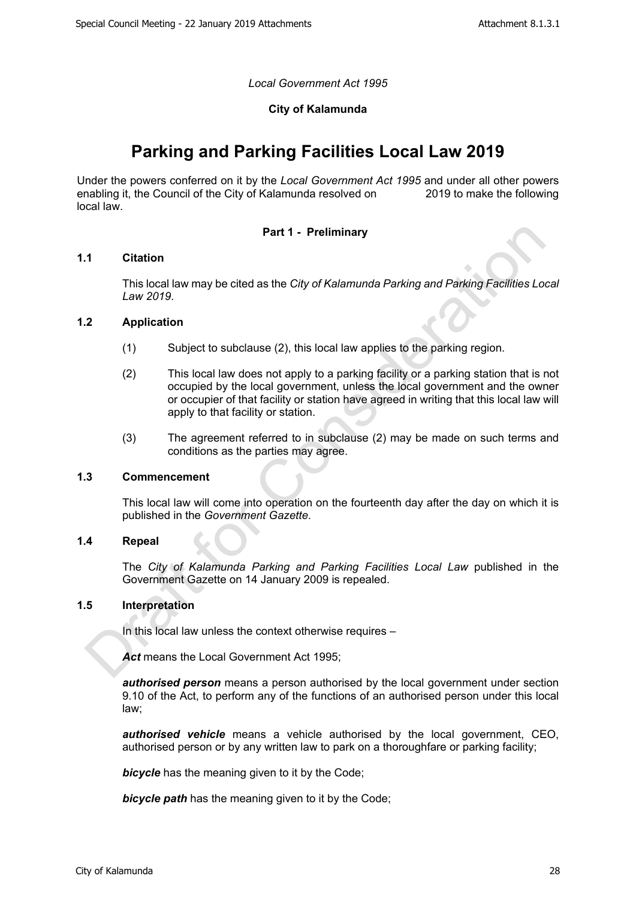*Local Government Act 1995*

**City of Kalamunda**

# Parking and Parking Facilities Local Law 2019

Under the powers conferred on it by the *Local Government Act 1995* and under all other powers enabling it, the Council of the City of Kalamunda resolved on 2019 to make the following local law.

## Part 1 - Preliminary

### 1.1 Citation

This local law may be cited as the *City of Kalamunda Parking and Parking Facilities Local Law 2019*.

### 1.2 Application

(1) Subject to subclause (2), this local law applies to the parking region.

(2) This local law does not apply to a parking facility or a parking station that is not occupied by the local government, unless the local government and the owner or occupier of that facility or station have agreed in writing that this local law will apply to that facility or station.

(3) The agreement referred to in subclause (2) may be made on such terms and conditions as the parties may agree.

### 1.3 Commencement

This local law will come into operation on the fourteenth day after the day on which it is published in the *Government Gazette*.

### 1.4 Repeal

The *City of Kalamunda Parking and Parking Facilities Local Law* published in the Government Gazette on 14 January 2009 is repealed.

### 1.5 Interpretation

In this local law unless the context otherwise requires –

***Act*** means the Local Government Act 1995;

***authorised person*** means a person authorised by the local government under section 9.10 of the Act, to perform any of the functions of an authorised person under this local law;

***authorised vehicle*** means a vehicle authorised by the local government, CEO, authorised person or by any written law to park on a thoroughfare or parking facility;

***bicycle*** has the meaning given to it by the Code;

***bicycle path*** has the meaning given to it by the Code;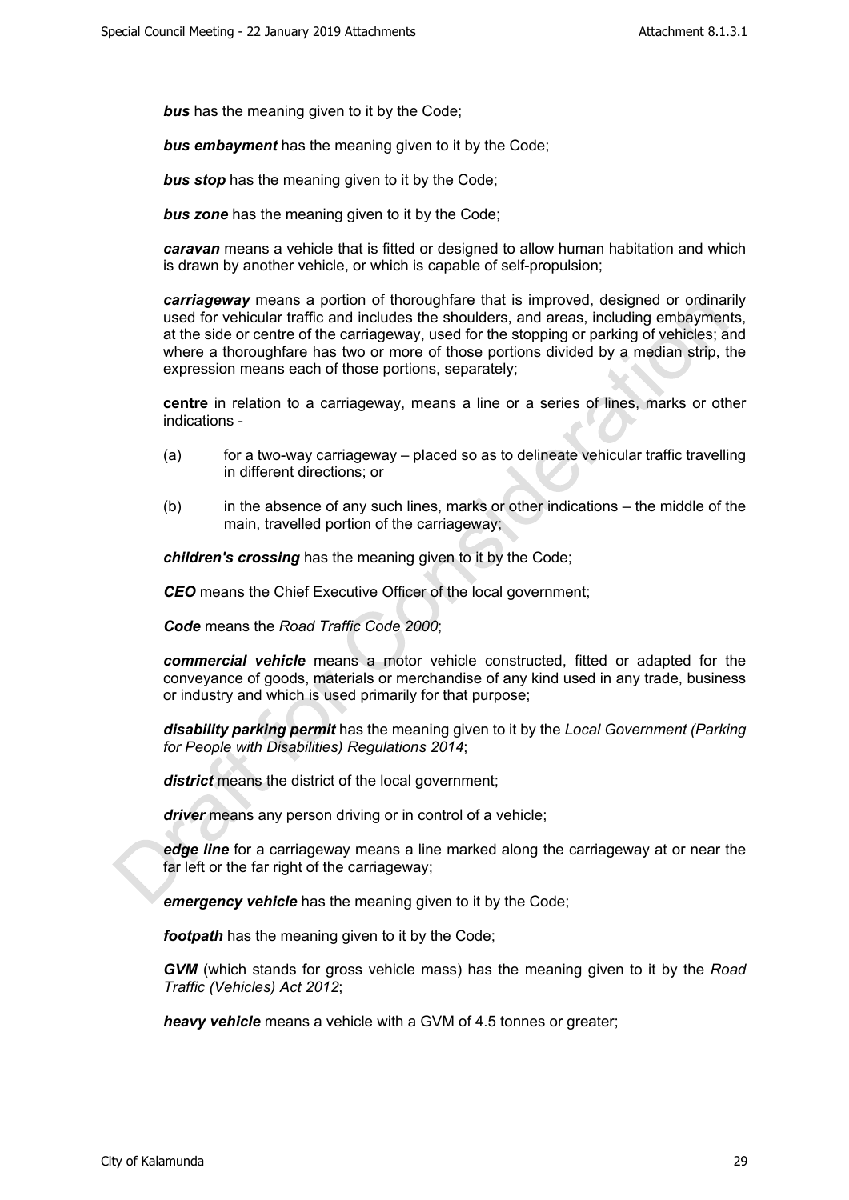***bus*** has the meaning given to it by the Code;

***bus embayment*** has the meaning given to it by the Code;

***bus stop*** has the meaning given to it by the Code;

***bus zone*** has the meaning given to it by the Code;

***caravan*** means a vehicle that is fitted or designed to allow human habitation and which is drawn by another vehicle, or which is capable of self-propulsion;

***carriageway*** means a portion of thoroughfare that is improved, designed or ordinarily used for vehicular traffic and includes the shoulders, and areas, including embayments, at the side or centre of the carriageway, used for the stopping or parking of vehicles; and where a thoroughfare has two or more of those portions divided by a median strip, the expression means each of those portions, separately;

**centre** in relation to a carriageway, means a line or a series of lines, marks or other indications -

(a) for a two-way carriageway – placed so as to delineate vehicular traffic travelling in different directions; or

(b) in the absence of any such lines, marks or other indications – the middle of the main, travelled portion of the carriageway;

***children's crossing*** has the meaning given to it by the Code;

***CEO*** means the Chief Executive Officer of the local government;

***Code*** means the *Road Traffic Code 2000*;

***commercial vehicle*** means a motor vehicle constructed, fitted or adapted for the conveyance of goods, materials or merchandise of any kind used in any trade, business or industry and which is used primarily for that purpose;

***disability parking permit*** has the meaning given to it by the *Local Government (Parking for People with Disabilities) Regulations 2014*;

***district*** means the district of the local government;

***driver*** means any person driving or in control of a vehicle;

***edge line*** for a carriageway means a line marked along the carriageway at or near the far left or the far right of the carriageway;

***emergency vehicle*** has the meaning given to it by the Code;

***footpath*** has the meaning given to it by the Code;

***GVM*** (which stands for gross vehicle mass) has the meaning given to it by the *Road Traffic (Vehicles) Act 2012*;

***heavy vehicle*** means a vehicle with a GVM of 4.5 tonnes or greater;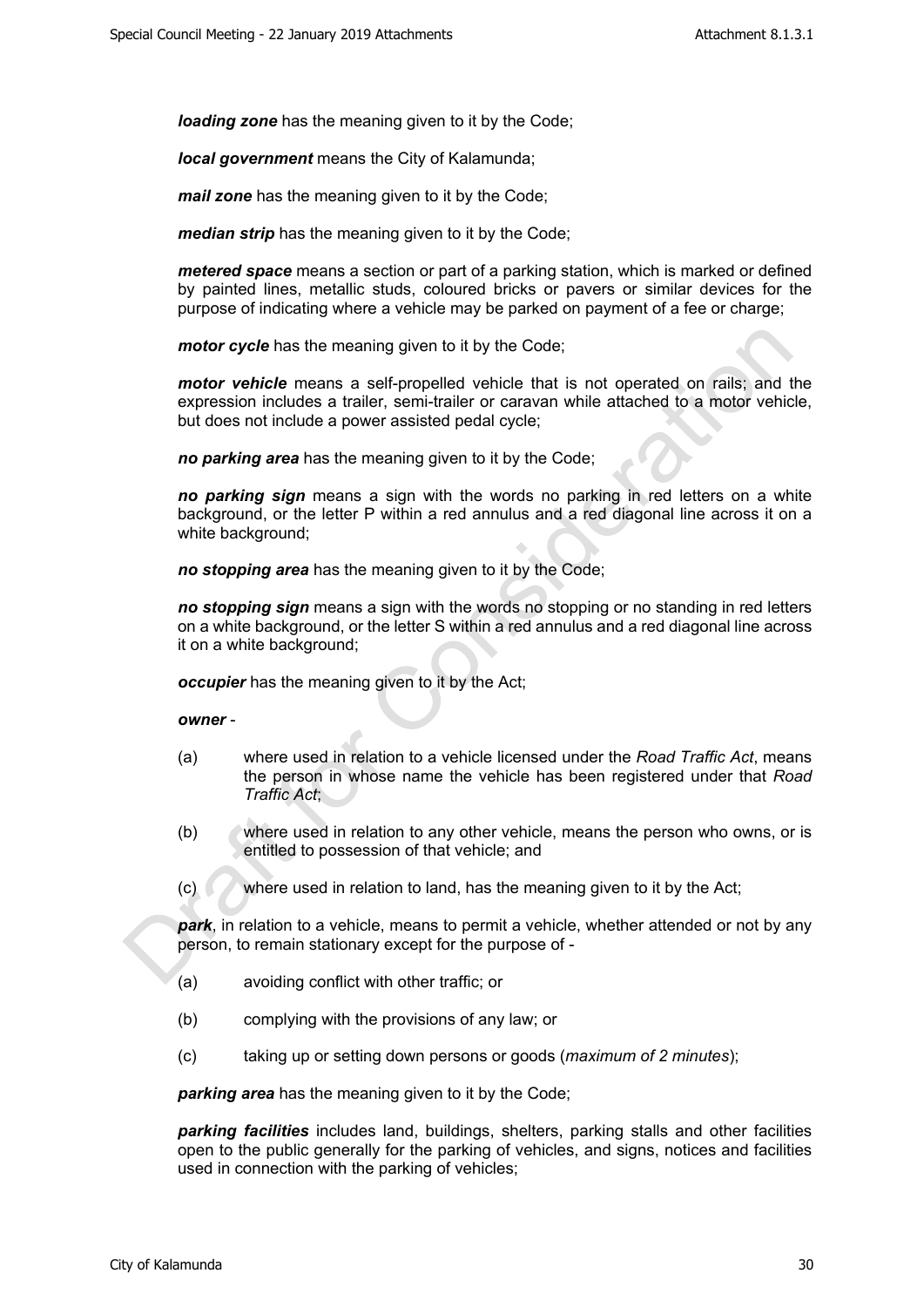***loading zone*** has the meaning given to it by the Code;

***local government*** means the City of Kalamunda;

***mail zone*** has the meaning given to it by the Code;

***median strip*** has the meaning given to it by the Code;

***metered space*** means a section or part of a parking station, which is marked or defined by painted lines, metallic studs, coloured bricks or pavers or similar devices for the purpose of indicating where a vehicle may be parked on payment of a fee or charge;

***motor cycle*** has the meaning given to it by the Code;

***motor vehicle*** means a self-propelled vehicle that is not operated on rails; and the expression includes a trailer, semi-trailer or caravan while attached to a motor vehicle, but does not include a power assisted pedal cycle;

***no parking area*** has the meaning given to it by the Code;

***no parking sign*** means a sign with the words no parking in red letters on a white background, or the letter P within a red annulus and a red diagonal line across it on a white background;

***no stopping area*** has the meaning given to it by the Code;

***no stopping sign*** means a sign with the words no stopping or no standing in red letters on a white background, or the letter S within a red annulus and a red diagonal line across it on a white background;

***occupier*** has the meaning given to it by the Act;

***owner*** -

(a) where used in relation to a vehicle licensed under the *Road Traffic Act*, means the person in whose name the vehicle has been registered under that *Road Traffic Act*;

(b) where used in relation to any other vehicle, means the person who owns, or is entitled to possession of that vehicle; and

(c) where used in relation to land, has the meaning given to it by the Act;

***park***, in relation to a vehicle, means to permit a vehicle, whether attended or not by any person, to remain stationary except for the purpose of -

(a) avoiding conflict with other traffic; or

(b) complying with the provisions of any law; or

(c) taking up or setting down persons or goods (*maximum of 2 minutes*);

***parking area*** has the meaning given to it by the Code;

***parking facilities*** includes land, buildings, shelters, parking stalls and other facilities open to the public generally for the parking of vehicles, and signs, notices and facilities used in connection with the parking of vehicles;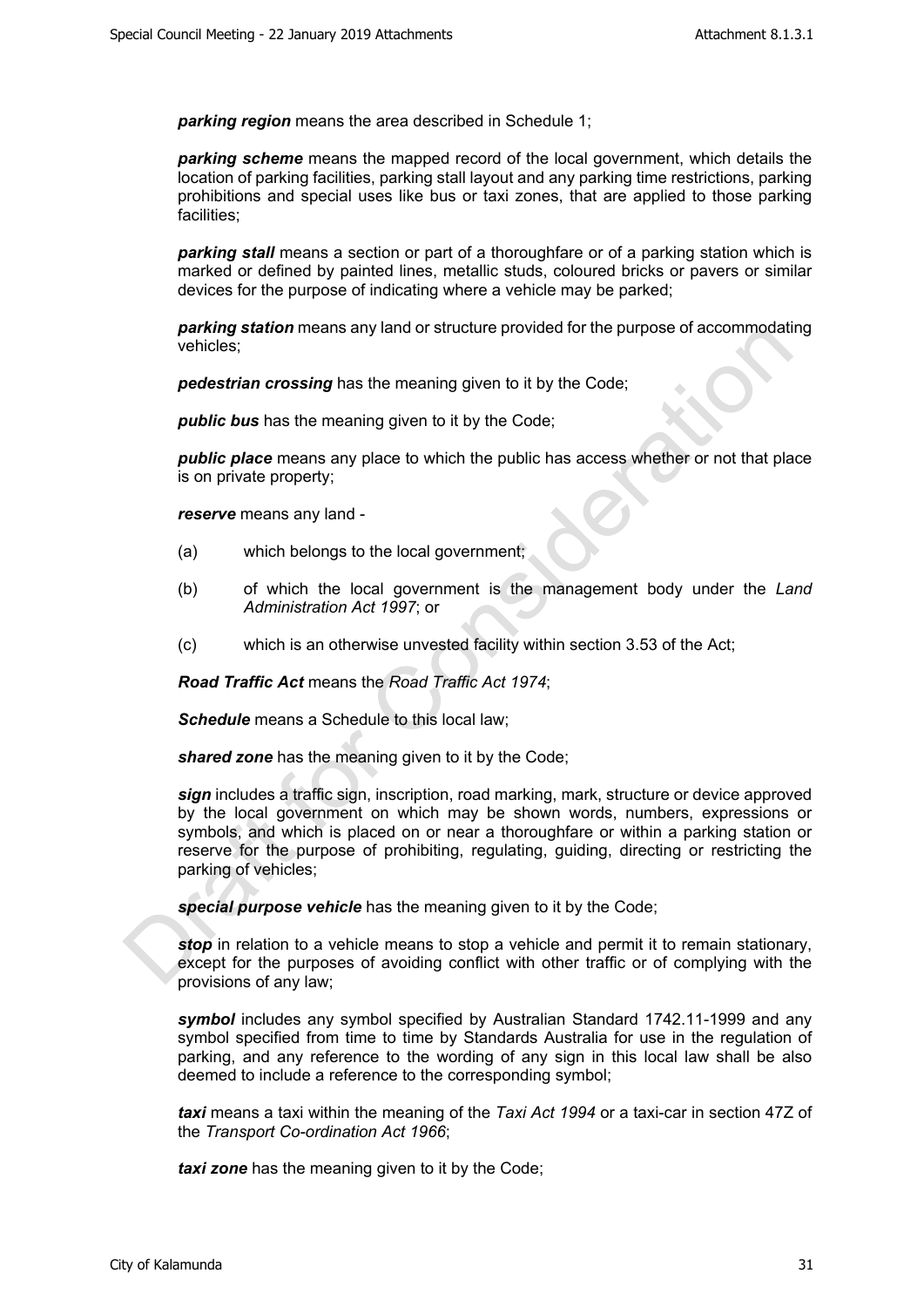***parking region*** means the area described in Schedule 1;

***parking scheme*** means the mapped record of the local government, which details the location of parking facilities, parking stall layout and any parking time restrictions, parking prohibitions and special uses like bus or taxi zones, that are applied to those parking facilities;

***parking stall*** means a section or part of a thoroughfare or of a parking station which is marked or defined by painted lines, metallic studs, coloured bricks or pavers or similar devices for the purpose of indicating where a vehicle may be parked;

***parking station*** means any land or structure provided for the purpose of accommodating vehicles;

***pedestrian crossing*** has the meaning given to it by the Code;

***public bus*** has the meaning given to it by the Code;

***public place*** means any place to which the public has access whether or not that place is on private property;

***reserve*** means any land -

(a) which belongs to the local government;

(b) of which the local government is the management body under the *Land Administration Act 1997*; or

(c) which is an otherwise unvested facility within section 3.53 of the Act;

***Road Traffic Act*** means the *Road Traffic Act 1974*;

***Schedule*** means a Schedule to this local law;

***shared zone*** has the meaning given to it by the Code;

***sign*** includes a traffic sign, inscription, road marking, mark, structure or device approved by the local government on which may be shown words, numbers, expressions or symbols, and which is placed on or near a thoroughfare or within a parking station or reserve for the purpose of prohibiting, regulating, guiding, directing or restricting the parking of vehicles;

***special purpose vehicle*** has the meaning given to it by the Code;

***stop*** in relation to a vehicle means to stop a vehicle and permit it to remain stationary, except for the purposes of avoiding conflict with other traffic or of complying with the provisions of any law;

***symbol*** includes any symbol specified by Australian Standard 1742.11-1999 and any symbol specified from time to time by Standards Australia for use in the regulation of parking, and any reference to the wording of any sign in this local law shall be also deemed to include a reference to the corresponding symbol;

***taxi*** means a taxi within the meaning of the *Taxi Act 1994* or a taxi-car in section 47Z of the *Transport Co-ordination Act 1966*;

***taxi zone*** has the meaning given to it by the Code;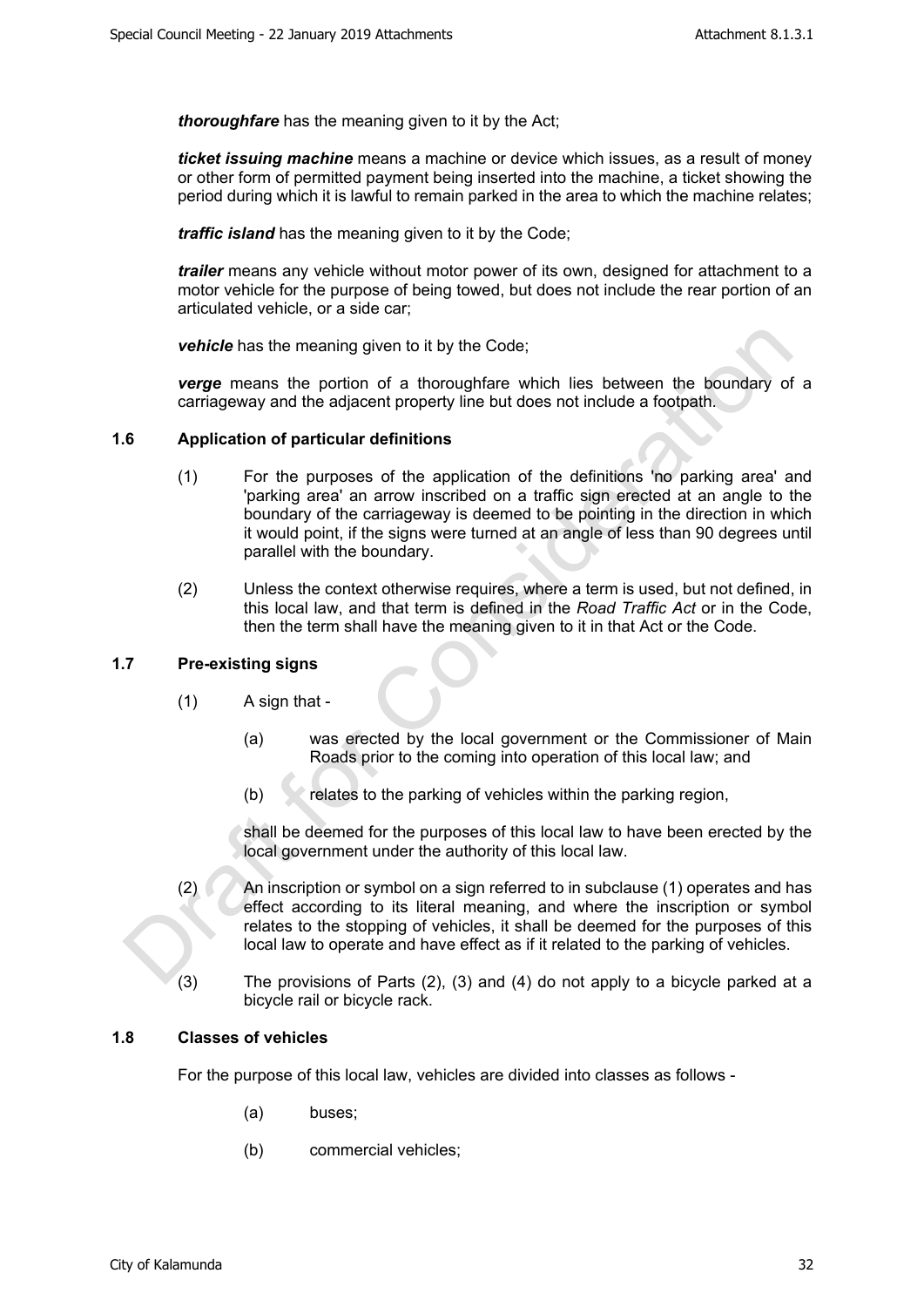***thoroughfare*** has the meaning given to it by the Act;

***ticket issuing machine*** means a machine or device which issues, as a result of money or other form of permitted payment being inserted into the machine, a ticket showing the period during which it is lawful to remain parked in the area to which the machine relates;

***traffic island*** has the meaning given to it by the Code;

***trailer*** means any vehicle without motor power of its own, designed for attachment to a motor vehicle for the purpose of being towed, but does not include the rear portion of an articulated vehicle, or a side car;

***vehicle*** has the meaning given to it by the Code;

***verge*** means the portion of a thoroughfare which lies between the boundary of a carriageway and the adjacent property line but does not include a footpath.

### 1.6 Application of particular definitions

(1) For the purposes of the application of the definitions 'no parking area' and 'parking area' an arrow inscribed on a traffic sign erected at an angle to the boundary of the carriageway is deemed to be pointing in the direction in which it would point, if the signs were turned at an angle of less than 90 degrees until parallel with the boundary.

(2) Unless the context otherwise requires, where a term is used, but not defined, in this local law, and that term is defined in the *Road Traffic Act* or in the Code, then the term shall have the meaning given to it in that Act or the Code.

### 1.7 Pre-existing signs

(1) A sign that -

(a) was erected by the local government or the Commissioner of Main Roads prior to the coming into operation of this local law; and

(b) relates to the parking of vehicles within the parking region,

shall be deemed for the purposes of this local law to have been erected by the local government under the authority of this local law.

(2) An inscription or symbol on a sign referred to in subclause (1) operates and has effect according to its literal meaning, and where the inscription or symbol relates to the stopping of vehicles, it shall be deemed for the purposes of this local law to operate and have effect as if it related to the parking of vehicles.

(3) The provisions of Parts (2), (3) and (4) do not apply to a bicycle parked at a bicycle rail or bicycle rack.

### 1.8 Classes of vehicles

For the purpose of this local law, vehicles are divided into classes as follows -

(a) buses;

(b) commercial vehicles;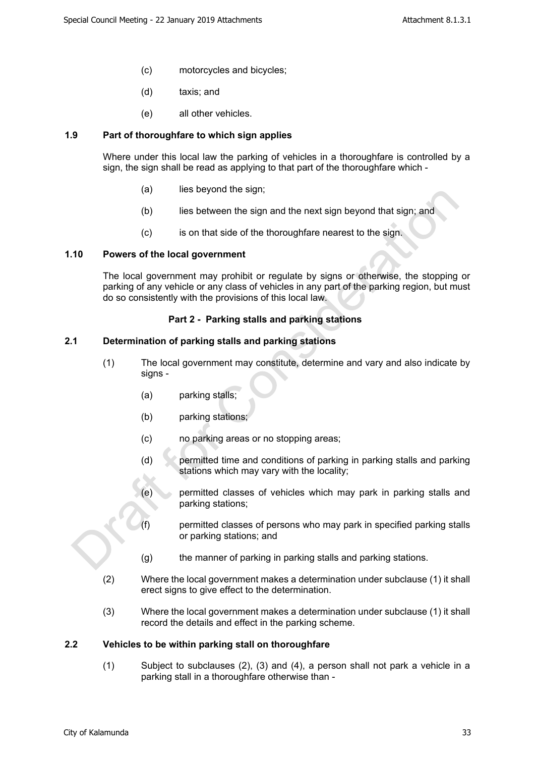(c) motorcycles and bicycles;

(d) taxis; and

(e) all other vehicles.

**1.9 Part of thoroughfare to which sign applies**

Where under this local law the parking of vehicles in a thoroughfare is controlled by a sign, the sign shall be read as applying to that part of the thoroughfare which -

(a) lies beyond the sign;

(b) lies between the sign and the next sign beyond that sign; and

(c) is on that side of the thoroughfare nearest to the sign.

**1.10 Powers of the local government**

The local government may prohibit or regulate by signs or otherwise, the stopping or parking of any vehicle or any class of vehicles in any part of the parking region, but must do so consistently with the provisions of this local law.

## Part 2 - Parking stalls and parking stations

**2.1 Determination of parking stalls and parking stations**

(1) The local government may constitute, determine and vary and also indicate by signs -

(a) parking stalls;

(b) parking stations;

(c) no parking areas or no stopping areas;

(d) permitted time and conditions of parking in parking stalls and parking stations which may vary with the locality;

(e) permitted classes of vehicles which may park in parking stalls and parking stations;

(f) permitted classes of persons who may park in specified parking stalls or parking stations; and

(g) the manner of parking in parking stalls and parking stations.

(2) Where the local government makes a determination under subclause (1) it shall erect signs to give effect to the determination.

(3) Where the local government makes a determination under subclause (1) it shall record the details and effect in the parking scheme.

**2.2 Vehicles to be within parking stall on thoroughfare**

(1) Subject to subclauses (2), (3) and (4), a person shall not park a vehicle in a parking stall in a thoroughfare otherwise than -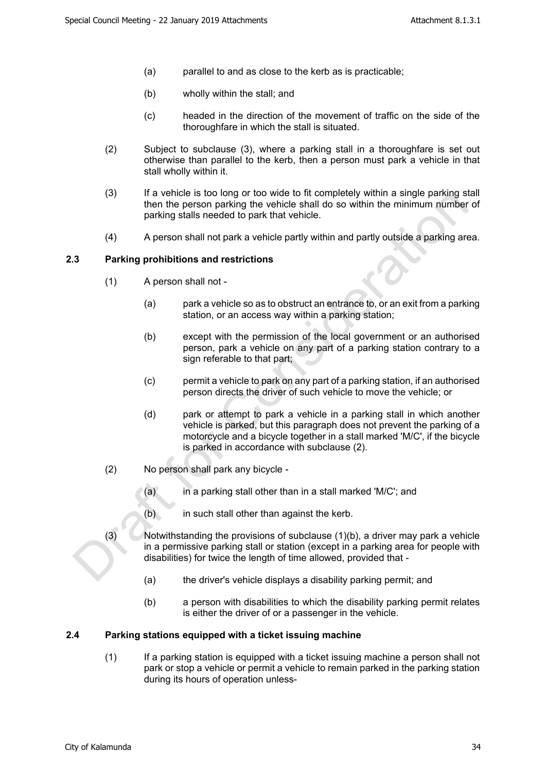(a) parallel to and as close to the kerb as is practicable;

(b) wholly within the stall; and

(c) headed in the direction of the movement of traffic on the side of the thoroughfare in which the stall is situated.

(2) Subject to subclause (3), where a parking stall in a thoroughfare is set out otherwise than parallel to the kerb, then a person must park a vehicle in that stall wholly within it.

(3) If a vehicle is too long or too wide to fit completely within a single parking stall then the person parking the vehicle shall do so within the minimum number of parking stalls needed to park that vehicle.

(4) A person shall not park a vehicle partly within and partly outside a parking area.

## 2.3 Parking prohibitions and restrictions

(1) A person shall not -

(a) park a vehicle so as to obstruct an entrance to, or an exit from a parking station, or an access way within a parking station;

(b) except with the permission of the local government or an authorised person, park a vehicle on any part of a parking station contrary to a sign referable to that part;

(c) permit a vehicle to park on any part of a parking station, if an authorised person directs the driver of such vehicle to move the vehicle; or

(d) park or attempt to park a vehicle in a parking stall in which another vehicle is parked, but this paragraph does not prevent the parking of a motorcycle and a bicycle together in a stall marked 'M/C', if the bicycle is parked in accordance with subclause (2).

(2) No person shall park any bicycle -

(a) in a parking stall other than in a stall marked 'M/C'; and

(b) in such stall other than against the kerb.

(3) Notwithstanding the provisions of subclause (1)(b), a driver may park a vehicle in a permissive parking stall or station (except in a parking area for people with disabilities) for twice the length of time allowed, provided that -

(a) the driver's vehicle displays a disability parking permit; and

(b) a person with disabilities to which the disability parking permit relates is either the driver of or a passenger in the vehicle.

## 2.4 Parking stations equipped with a ticket issuing machine

(1) If a parking station is equipped with a ticket issuing machine a person shall not park or stop a vehicle or permit a vehicle to remain parked in the parking station during its hours of operation unless-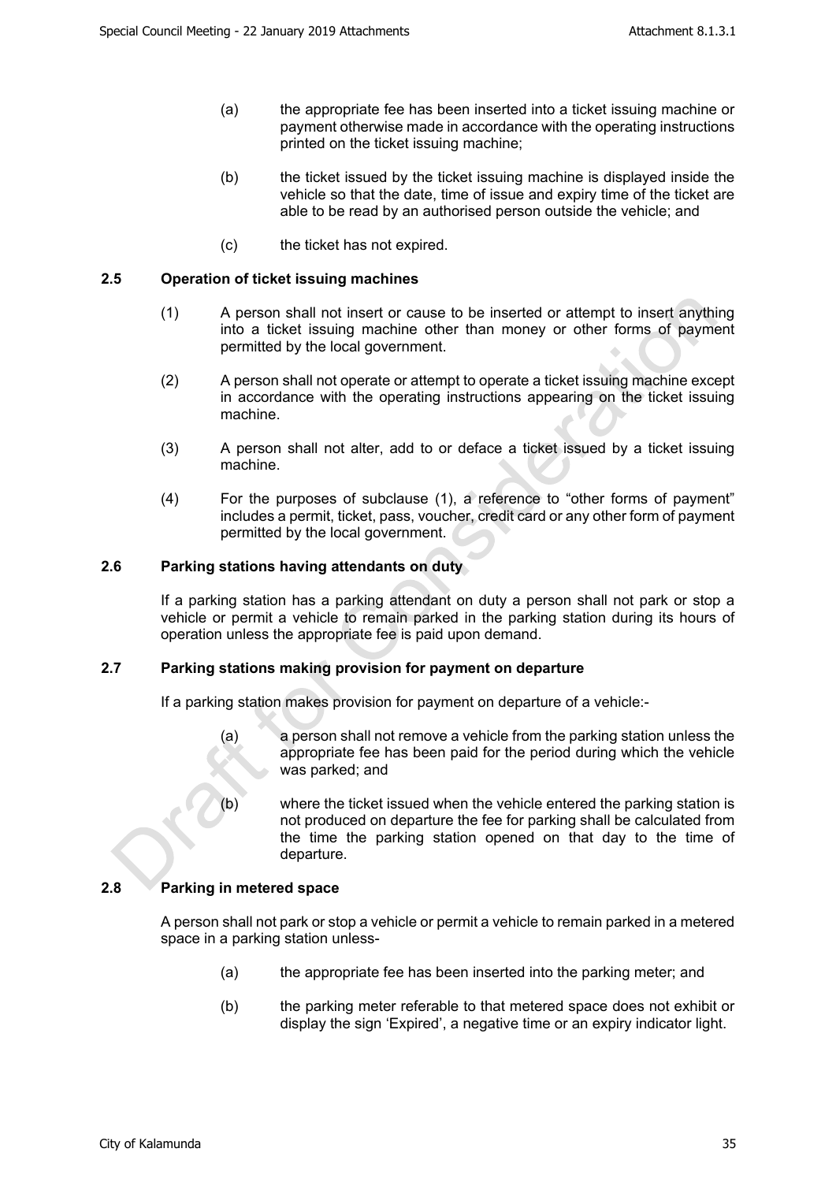(a) the appropriate fee has been inserted into a ticket issuing machine or payment otherwise made in accordance with the operating instructions printed on the ticket issuing machine;

(b) the ticket issued by the ticket issuing machine is displayed inside the vehicle so that the date, time of issue and expiry time of the ticket are able to be read by an authorised person outside the vehicle; and

(c) the ticket has not expired.

### 2.5 Operation of ticket issuing machines

(1) A person shall not insert or cause to be inserted or attempt to insert anything into a ticket issuing machine other than money or other forms of payment permitted by the local government.

(2) A person shall not operate or attempt to operate a ticket issuing machine except in accordance with the operating instructions appearing on the ticket issuing machine.

(3) A person shall not alter, add to or deface a ticket issued by a ticket issuing machine.

(4) For the purposes of subclause (1), a reference to "other forms of payment" includes a permit, ticket, pass, voucher, credit card or any other form of payment permitted by the local government.

### 2.6 Parking stations having attendants on duty

If a parking station has a parking attendant on duty a person shall not park or stop a vehicle or permit a vehicle to remain parked in the parking station during its hours of operation unless the appropriate fee is paid upon demand.

### 2.7 Parking stations making provision for payment on departure

If a parking station makes provision for payment on departure of a vehicle:-

(a) a person shall not remove a vehicle from the parking station unless the appropriate fee has been paid for the period during which the vehicle was parked; and

(b) where the ticket issued when the vehicle entered the parking station is not produced on departure the fee for parking shall be calculated from the time the parking station opened on that day to the time of departure.

### 2.8 Parking in metered space

A person shall not park or stop a vehicle or permit a vehicle to remain parked in a metered space in a parking station unless-

(a) the appropriate fee has been inserted into the parking meter; and

(b) the parking meter referable to that metered space does not exhibit or display the sign 'Expired', a negative time or an expiry indicator light.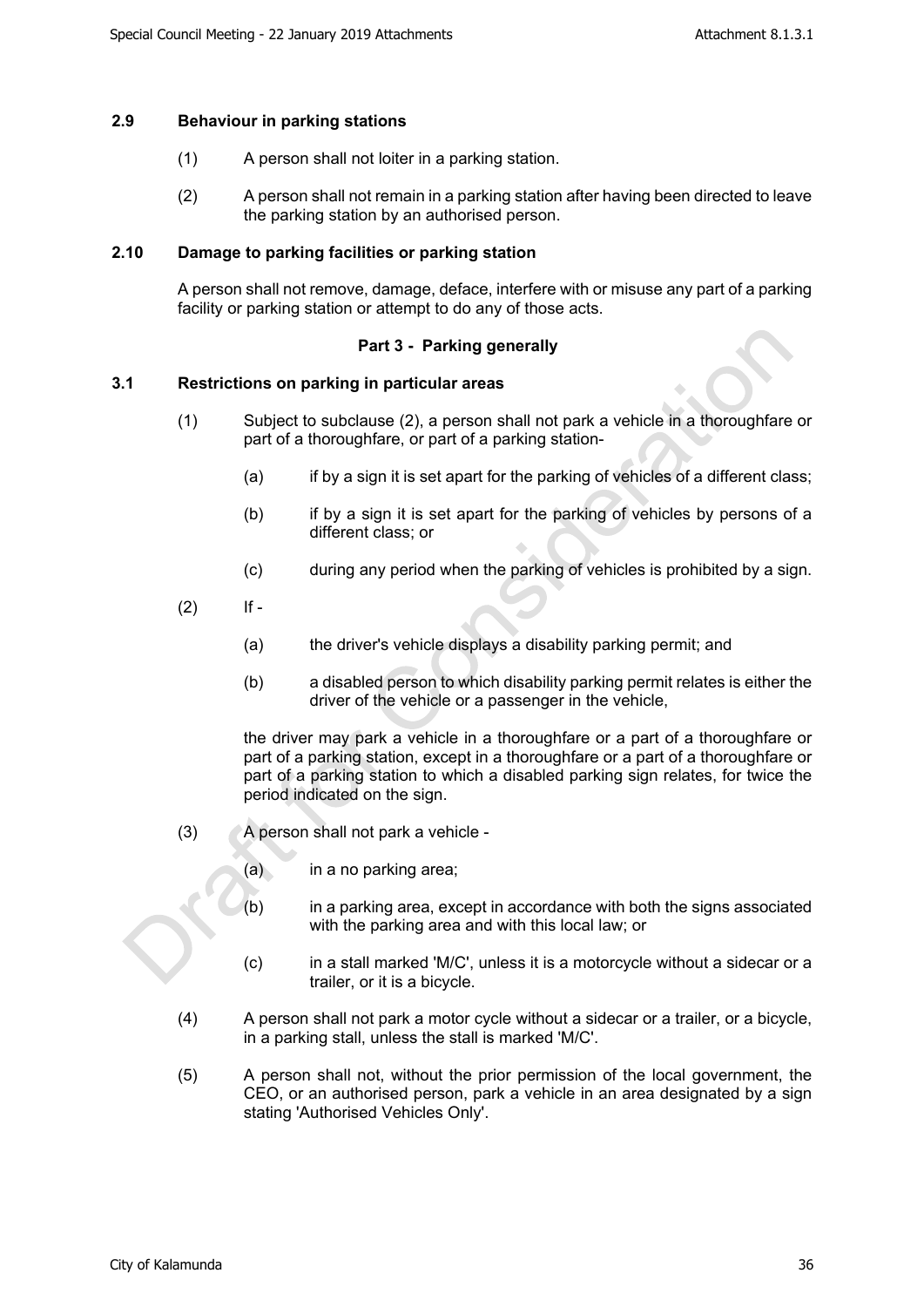### 2.9 Behaviour in parking stations

(1) A person shall not loiter in a parking station.

(2) A person shall not remain in a parking station after having been directed to leave the parking station by an authorised person.

### 2.10 Damage to parking facilities or parking station

A person shall not remove, damage, deface, interfere with or misuse any part of a parking facility or parking station or attempt to do any of those acts.

## Part 3 - Parking generally

### 3.1 Restrictions on parking in particular areas

(1) Subject to subclause (2), a person shall not park a vehicle in a thoroughfare or part of a thoroughfare, or part of a parking station-

(a) if by a sign it is set apart for the parking of vehicles of a different class;

(b) if by a sign it is set apart for the parking of vehicles by persons of a different class; or

(c) during any period when the parking of vehicles is prohibited by a sign.

(2) If -

(a) the driver's vehicle displays a disability parking permit; and

(b) a disabled person to which disability parking permit relates is either the driver of the vehicle or a passenger in the vehicle,

the driver may park a vehicle in a thoroughfare or a part of a thoroughfare or part of a parking station, except in a thoroughfare or a part of a thoroughfare or part of a parking station to which a disabled parking sign relates, for twice the period indicated on the sign.

(3) A person shall not park a vehicle -

(a) in a no parking area;

(b) in a parking area, except in accordance with both the signs associated with the parking area and with this local law; or

(c) in a stall marked 'M/C', unless it is a motorcycle without a sidecar or a trailer, or it is a bicycle.

(4) A person shall not park a motor cycle without a sidecar or a trailer, or a bicycle, in a parking stall, unless the stall is marked 'M/C'.

(5) A person shall not, without the prior permission of the local government, the CEO, or an authorised person, park a vehicle in an area designated by a sign stating 'Authorised Vehicles Only'.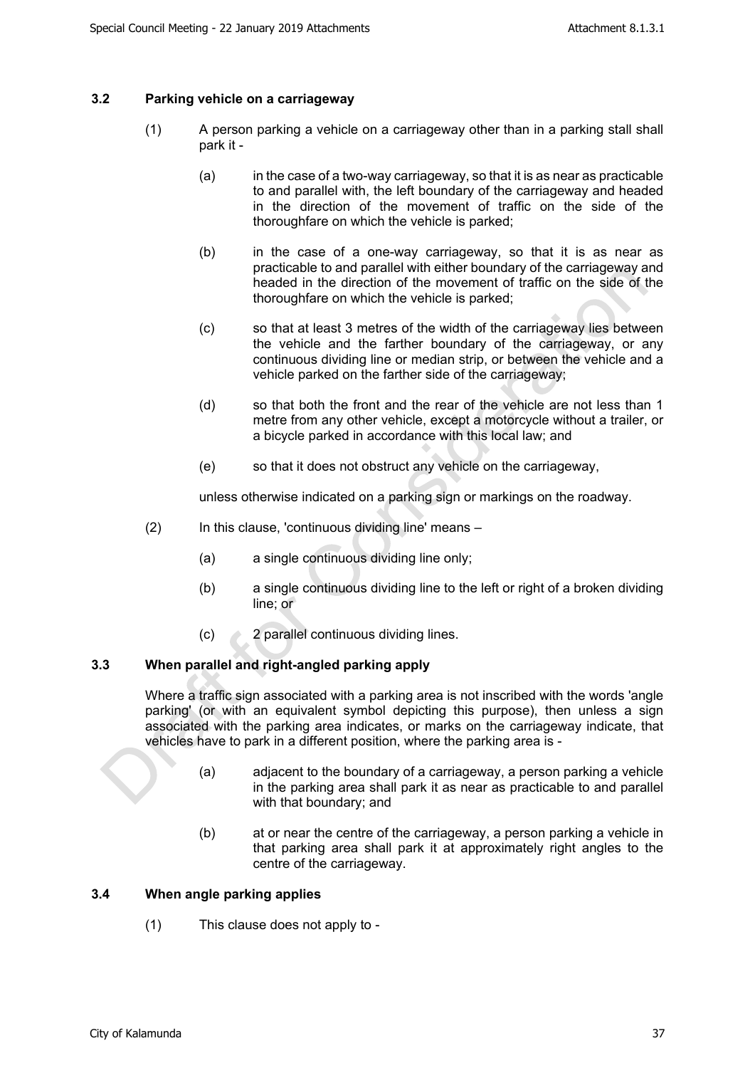### 3.2 Parking vehicle on a carriageway

(1) A person parking a vehicle on a carriageway other than in a parking stall shall park it -

(a) in the case of a two-way carriageway, so that it is as near as practicable to and parallel with, the left boundary of the carriageway and headed in the direction of the movement of traffic on the side of the thoroughfare on which the vehicle is parked;

(b) in the case of a one-way carriageway, so that it is as near as practicable to and parallel with either boundary of the carriageway and headed in the direction of the movement of traffic on the side of the thoroughfare on which the vehicle is parked;

(c) so that at least 3 metres of the width of the carriageway lies between the vehicle and the farther boundary of the carriageway, or any continuous dividing line or median strip, or between the vehicle and a vehicle parked on the farther side of the carriageway;

(d) so that both the front and the rear of the vehicle are not less than 1 metre from any other vehicle, except a motorcycle without a trailer, or a bicycle parked in accordance with this local law; and

(e) so that it does not obstruct any vehicle on the carriageway,

unless otherwise indicated on a parking sign or markings on the roadway.

(2) In this clause, 'continuous dividing line' means –

(a) a single continuous dividing line only;

(b) a single continuous dividing line to the left or right of a broken dividing line; or

(c) 2 parallel continuous dividing lines.

### 3.3 When parallel and right-angled parking apply

Where a traffic sign associated with a parking area is not inscribed with the words 'angle parking' (or with an equivalent symbol depicting this purpose), then unless a sign associated with the parking area indicates, or marks on the carriageway indicate, that vehicles have to park in a different position, where the parking area is -

(a) adjacent to the boundary of a carriageway, a person parking a vehicle in the parking area shall park it as near as practicable to and parallel with that boundary; and

(b) at or near the centre of the carriageway, a person parking a vehicle in that parking area shall park it at approximately right angles to the centre of the carriageway.

### 3.4 When angle parking applies

(1) This clause does not apply to -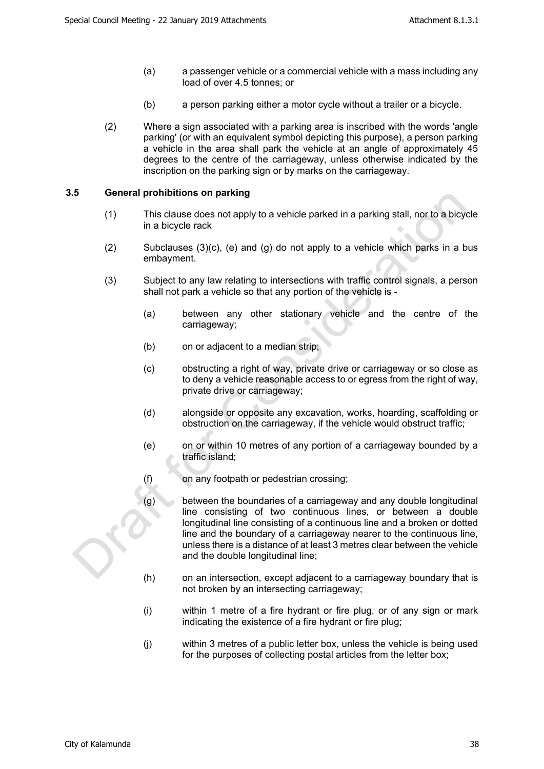(a) a passenger vehicle or a commercial vehicle with a mass including any load of over 4.5 tonnes; or

(b) a person parking either a motor cycle without a trailer or a bicycle.

(2) Where a sign associated with a parking area is inscribed with the words 'angle parking' (or with an equivalent symbol depicting this purpose), a person parking a vehicle in the area shall park the vehicle at an angle of approximately 45 degrees to the centre of the carriageway, unless otherwise indicated by the inscription on the parking sign or by marks on the carriageway.

### 3.5 General prohibitions on parking

(1) This clause does not apply to a vehicle parked in a parking stall, nor to a bicycle in a bicycle rack

(2) Subclauses (3)(c), (e) and (g) do not apply to a vehicle which parks in a bus embayment.

(3) Subject to any law relating to intersections with traffic control signals, a person shall not park a vehicle so that any portion of the vehicle is -

(a) between any other stationary vehicle and the centre of the carriageway;

(b) on or adjacent to a median strip;

(c) obstructing a right of way, private drive or carriageway or so close as to deny a vehicle reasonable access to or egress from the right of way, private drive or carriageway;

(d) alongside or opposite any excavation, works, hoarding, scaffolding or obstruction on the carriageway, if the vehicle would obstruct traffic;

(e) on or within 10 metres of any portion of a carriageway bounded by a traffic island;

(f) on any footpath or pedestrian crossing;

(g) between the boundaries of a carriageway and any double longitudinal line consisting of two continuous lines, or between a double longitudinal line consisting of a continuous line and a broken or dotted line and the boundary of a carriageway nearer to the continuous line, unless there is a distance of at least 3 metres clear between the vehicle and the double longitudinal line;

(h) on an intersection, except adjacent to a carriageway boundary that is not broken by an intersecting carriageway;

(i) within 1 metre of a fire hydrant or fire plug, or of any sign or mark indicating the existence of a fire hydrant or fire plug;

(j) within 3 metres of a public letter box, unless the vehicle is being used for the purposes of collecting postal articles from the letter box;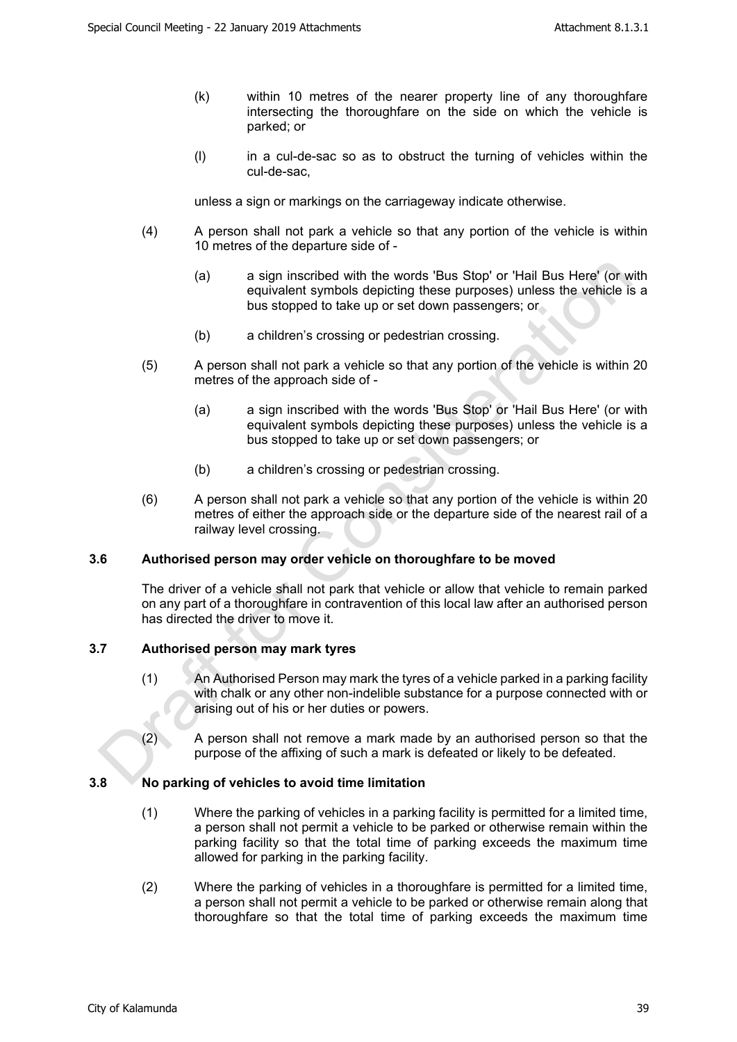(k) within 10 metres of the nearer property line of any thoroughfare intersecting the thoroughfare on the side on which the vehicle is parked; or

(l) in a cul-de-sac so as to obstruct the turning of vehicles within the cul-de-sac,

unless a sign or markings on the carriageway indicate otherwise.

(4) A person shall not park a vehicle so that any portion of the vehicle is within 10 metres of the departure side of -

(a) a sign inscribed with the words 'Bus Stop' or 'Hail Bus Here' (or with equivalent symbols depicting these purposes) unless the vehicle is a bus stopped to take up or set down passengers; or

(b) a children's crossing or pedestrian crossing.

(5) A person shall not park a vehicle so that any portion of the vehicle is within 20 metres of the approach side of -

(a) a sign inscribed with the words 'Bus Stop' or 'Hail Bus Here' (or with equivalent symbols depicting these purposes) unless the vehicle is a bus stopped to take up or set down passengers; or

(b) a children's crossing or pedestrian crossing.

(6) A person shall not park a vehicle so that any portion of the vehicle is within 20 metres of either the approach side or the departure side of the nearest rail of a railway level crossing.

### 3.6 Authorised person may order vehicle on thoroughfare to be moved

The driver of a vehicle shall not park that vehicle or allow that vehicle to remain parked on any part of a thoroughfare in contravention of this local law after an authorised person has directed the driver to move it.

### 3.7 Authorised person may mark tyres

(1) An Authorised Person may mark the tyres of a vehicle parked in a parking facility with chalk or any other non-indelible substance for a purpose connected with or arising out of his or her duties or powers.

(2) A person shall not remove a mark made by an authorised person so that the purpose of the affixing of such a mark is defeated or likely to be defeated.

### 3.8 No parking of vehicles to avoid time limitation

(1) Where the parking of vehicles in a parking facility is permitted for a limited time, a person shall not permit a vehicle to be parked or otherwise remain within the parking facility so that the total time of parking exceeds the maximum time allowed for parking in the parking facility.

(2) Where the parking of vehicles in a thoroughfare is permitted for a limited time, a person shall not permit a vehicle to be parked or otherwise remain along that thoroughfare so that the total time of parking exceeds the maximum time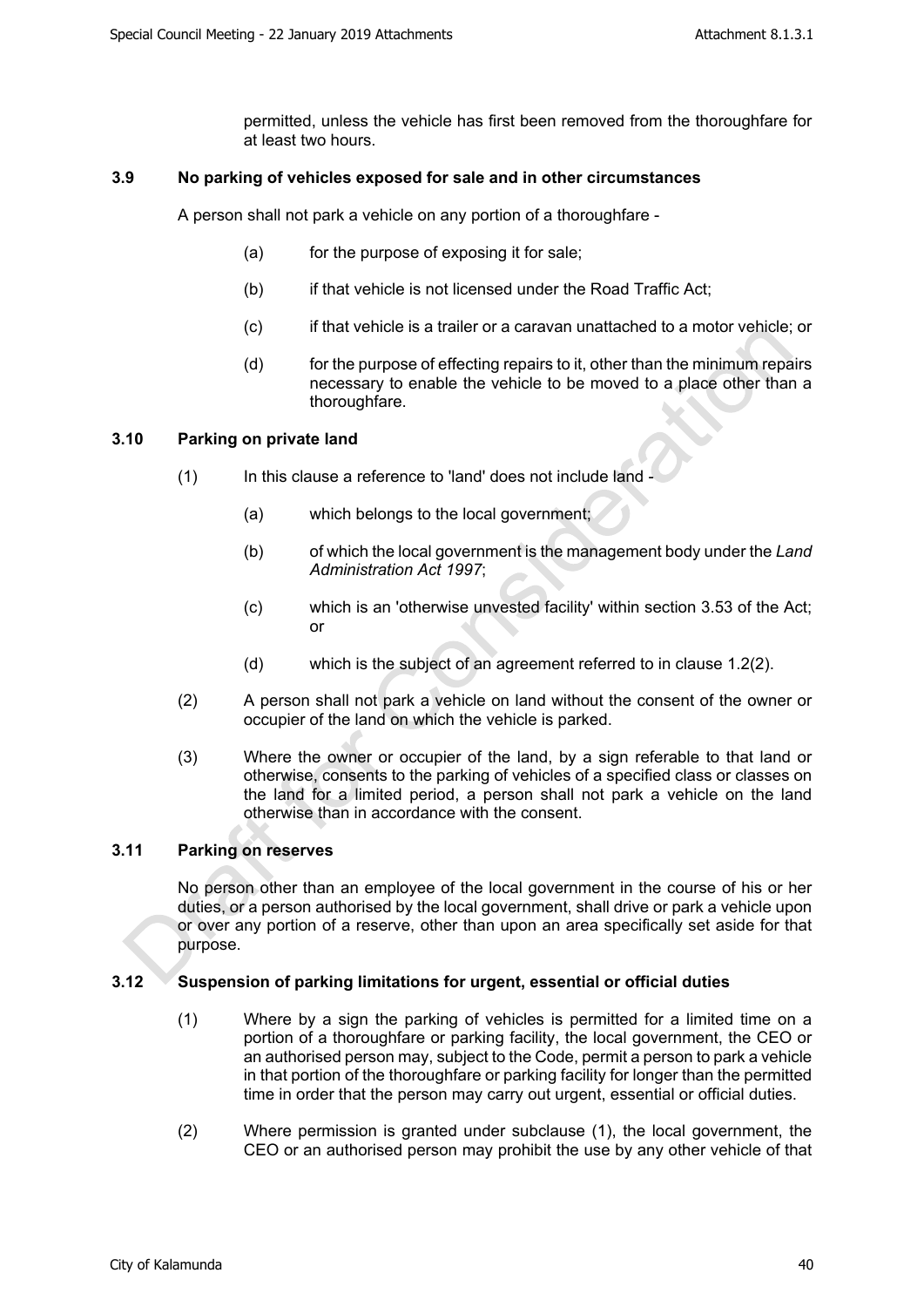permitted, unless the vehicle has first been removed from the thoroughfare for at least two hours.

### 3.9 No parking of vehicles exposed for sale and in other circumstances

A person shall not park a vehicle on any portion of a thoroughfare -

(a) for the purpose of exposing it for sale;

(b) if that vehicle is not licensed under the Road Traffic Act;

(c) if that vehicle is a trailer or a caravan unattached to a motor vehicle; or

(d) for the purpose of effecting repairs to it, other than the minimum repairs necessary to enable the vehicle to be moved to a place other than a thoroughfare.

### 3.10 Parking on private land

(1) In this clause a reference to 'land' does not include land -

(a) which belongs to the local government;

(b) of which the local government is the management body under the *Land Administration Act 1997*;

(c) which is an 'otherwise unvested facility' within section 3.53 of the Act; or

(d) which is the subject of an agreement referred to in clause 1.2(2).

(2) A person shall not park a vehicle on land without the consent of the owner or occupier of the land on which the vehicle is parked.

(3) Where the owner or occupier of the land, by a sign referable to that land or otherwise, consents to the parking of vehicles of a specified class or classes on the land for a limited period, a person shall not park a vehicle on the land otherwise than in accordance with the consent.

### 3.11 Parking on reserves

No person other than an employee of the local government in the course of his or her duties, or a person authorised by the local government, shall drive or park a vehicle upon or over any portion of a reserve, other than upon an area specifically set aside for that purpose.

### 3.12 Suspension of parking limitations for urgent, essential or official duties

(1) Where by a sign the parking of vehicles is permitted for a limited time on a portion of a thoroughfare or parking facility, the local government, the CEO or an authorised person may, subject to the Code, permit a person to park a vehicle in that portion of the thoroughfare or parking facility for longer than the permitted time in order that the person may carry out urgent, essential or official duties.

(2) Where permission is granted under subclause (1), the local government, the CEO or an authorised person may prohibit the use by any other vehicle of that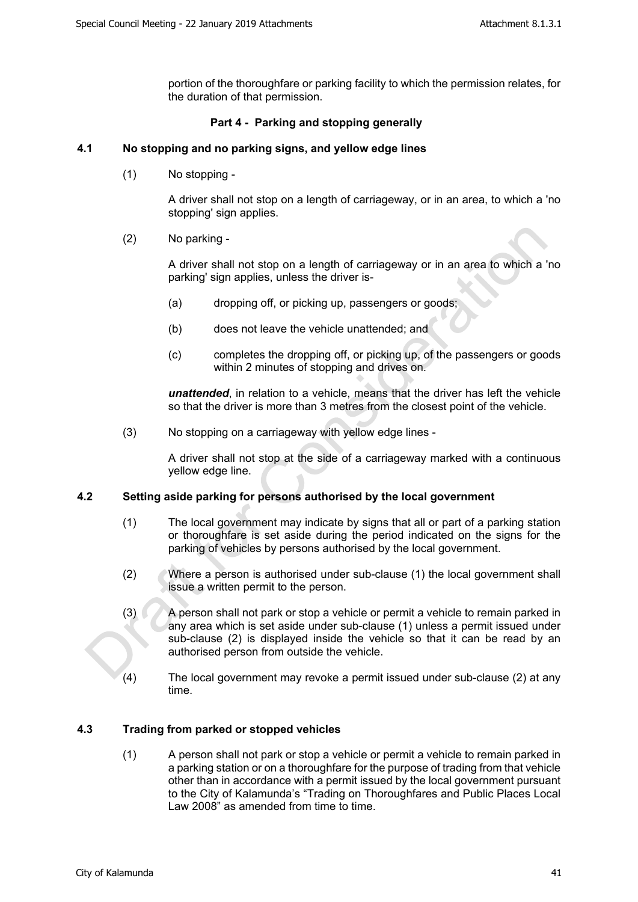portion of the thoroughfare or parking facility to which the permission relates, for the duration of that permission.

## Part 4 - Parking and stopping generally

### 4.1 No stopping and no parking signs, and yellow edge lines

(1) No stopping -

A driver shall not stop on a length of carriageway, or in an area, to which a 'no stopping' sign applies.

(2) No parking -

A driver shall not stop on a length of carriageway or in an area to which a 'no parking' sign applies, unless the driver is-

(a) dropping off, or picking up, passengers or goods;

(b) does not leave the vehicle unattended; and

(c) completes the dropping off, or picking up, of the passengers or goods within 2 minutes of stopping and drives on.

***unattended***, in relation to a vehicle, means that the driver has left the vehicle so that the driver is more than 3 metres from the closest point of the vehicle.

(3) No stopping on a carriageway with yellow edge lines -

A driver shall not stop at the side of a carriageway marked with a continuous yellow edge line.

### 4.2 Setting aside parking for persons authorised by the local government

(1) The local government may indicate by signs that all or part of a parking station or thoroughfare is set aside during the period indicated on the signs for the parking of vehicles by persons authorised by the local government.

(2) Where a person is authorised under sub-clause (1) the local government shall issue a written permit to the person.

(3) A person shall not park or stop a vehicle or permit a vehicle to remain parked in any area which is set aside under sub-clause (1) unless a permit issued under sub-clause (2) is displayed inside the vehicle so that it can be read by an authorised person from outside the vehicle.

(4) The local government may revoke a permit issued under sub-clause (2) at any time.

### 4.3 Trading from parked or stopped vehicles

(1) A person shall not park or stop a vehicle or permit a vehicle to remain parked in a parking station or on a thoroughfare for the purpose of trading from that vehicle other than in accordance with a permit issued by the local government pursuant to the City of Kalamunda's "Trading on Thoroughfares and Public Places Local Law 2008" as amended from time to time.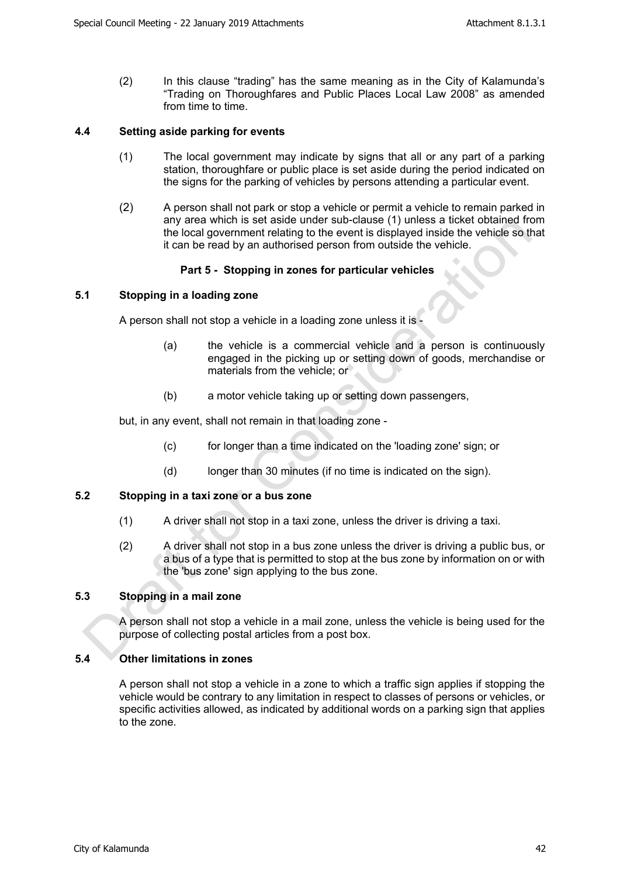(2) In this clause “trading” has the same meaning as in the City of Kalamunda’s “Trading on Thoroughfares and Public Places Local Law 2008” as amended from time to time.

**4.4 Setting aside parking for events**

(1) The local government may indicate by signs that all or any part of a parking station, thoroughfare or public place is set aside during the period indicated on the signs for the parking of vehicles by persons attending a particular event.

(2) A person shall not park or stop a vehicle or permit a vehicle to remain parked in any area which is set aside under sub-clause (1) unless a ticket obtained from the local government relating to the event is displayed inside the vehicle so that it can be read by an authorised person from outside the vehicle.

## Part 5 - Stopping in zones for particular vehicles

**5.1 Stopping in a loading zone**

A person shall not stop a vehicle in a loading zone unless it is -

(a) the vehicle is a commercial vehicle and a person is continuously engaged in the picking up or setting down of goods, merchandise or materials from the vehicle; or

(b) a motor vehicle taking up or setting down passengers,

but, in any event, shall not remain in that loading zone -

(c) for longer than a time indicated on the 'loading zone' sign; or

(d) longer than 30 minutes (if no time is indicated on the sign).

**5.2 Stopping in a taxi zone or a bus zone**

(1) A driver shall not stop in a taxi zone, unless the driver is driving a taxi.

(2) A driver shall not stop in a bus zone unless the driver is driving a public bus, or a bus of a type that is permitted to stop at the bus zone by information on or with the 'bus zone' sign applying to the bus zone.

**5.3 Stopping in a mail zone**

A person shall not stop a vehicle in a mail zone, unless the vehicle is being used for the purpose of collecting postal articles from a post box.

**5.4 Other limitations in zones**

A person shall not stop a vehicle in a zone to which a traffic sign applies if stopping the vehicle would be contrary to any limitation in respect to classes of persons or vehicles, or specific activities allowed, as indicated by additional words on a parking sign that applies to the zone.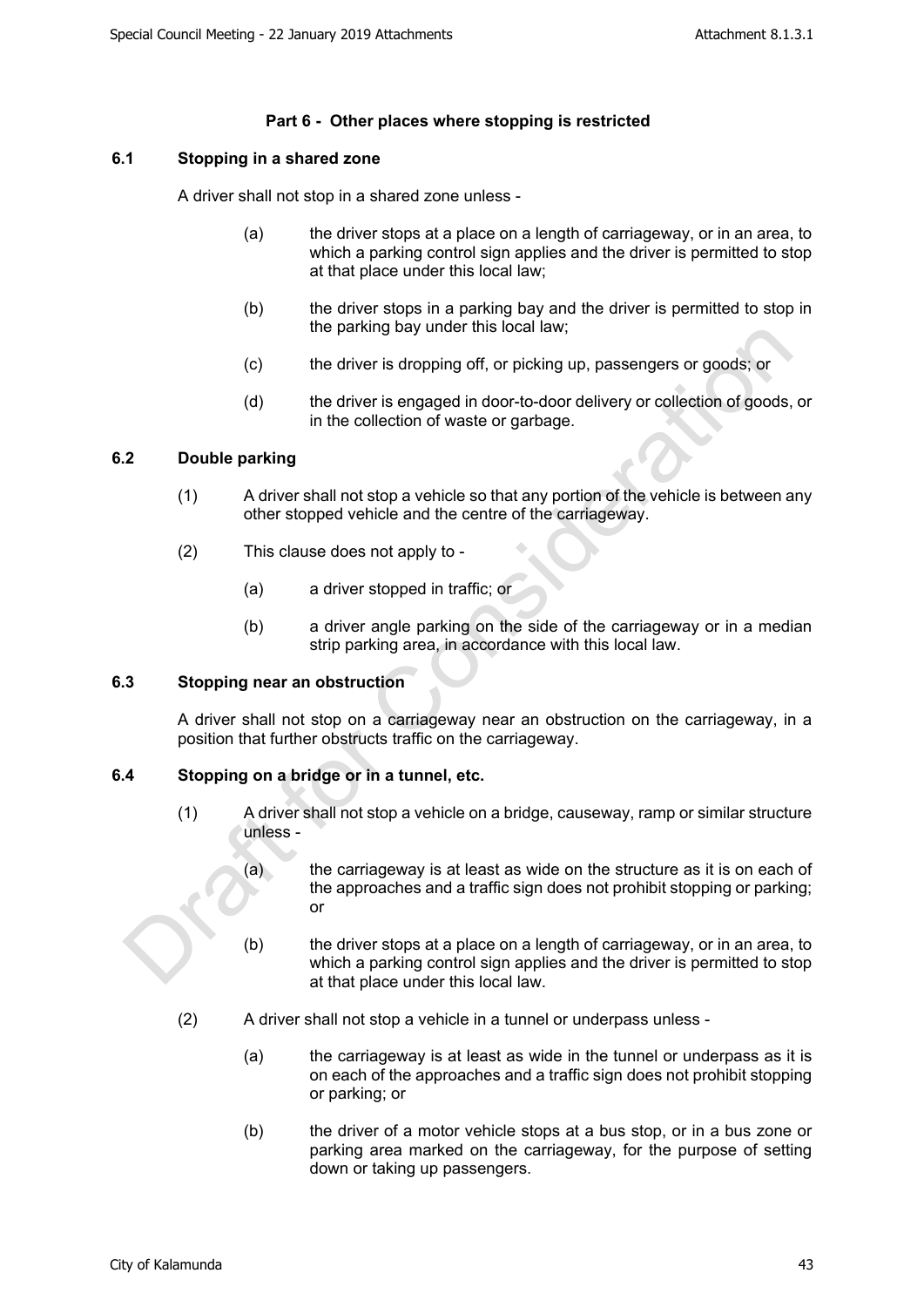## Part 6 - Other places where stopping is restricted

### 6.1 Stopping in a shared zone

A driver shall not stop in a shared zone unless -

(a) the driver stops at a place on a length of carriageway, or in an area, to which a parking control sign applies and the driver is permitted to stop at that place under this local law;

(b) the driver stops in a parking bay and the driver is permitted to stop in the parking bay under this local law;

(c) the driver is dropping off, or picking up, passengers or goods; or

(d) the driver is engaged in door-to-door delivery or collection of goods, or in the collection of waste or garbage.

### 6.2 Double parking

(1) A driver shall not stop a vehicle so that any portion of the vehicle is between any other stopped vehicle and the centre of the carriageway.

(2) This clause does not apply to -

(a) a driver stopped in traffic; or

(b) a driver angle parking on the side of the carriageway or in a median strip parking area, in accordance with this local law.

### 6.3 Stopping near an obstruction

A driver shall not stop on a carriageway near an obstruction on the carriageway, in a position that further obstructs traffic on the carriageway.

### 6.4 Stopping on a bridge or in a tunnel, etc.

(1) A driver shall not stop a vehicle on a bridge, causeway, ramp or similar structure unless -

(a) the carriageway is at least as wide on the structure as it is on each of the approaches and a traffic sign does not prohibit stopping or parking; or

(b) the driver stops at a place on a length of carriageway, or in an area, to which a parking control sign applies and the driver is permitted to stop at that place under this local law.

(2) A driver shall not stop a vehicle in a tunnel or underpass unless -

(a) the carriageway is at least as wide in the tunnel or underpass as it is on each of the approaches and a traffic sign does not prohibit stopping or parking; or

(b) the driver of a motor vehicle stops at a bus stop, or in a bus zone or parking area marked on the carriageway, for the purpose of setting down or taking up passengers.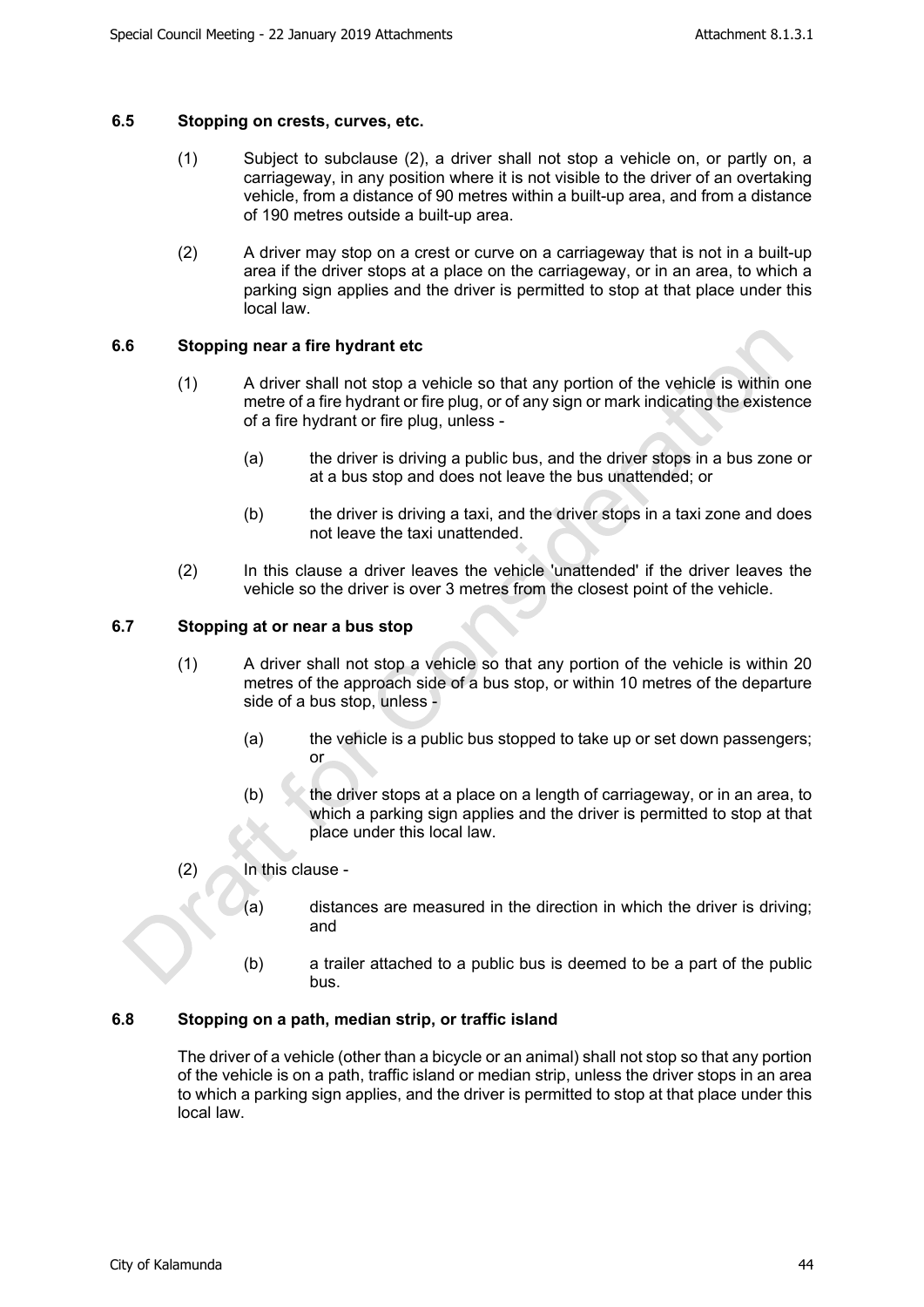### 6.5 Stopping on crests, curves, etc.

(1) Subject to subclause (2), a driver shall not stop a vehicle on, or partly on, a carriageway, in any position where it is not visible to the driver of an overtaking vehicle, from a distance of 90 metres within a built-up area, and from a distance of 190 metres outside a built-up area.

(2) A driver may stop on a crest or curve on a carriageway that is not in a built-up area if the driver stops at a place on the carriageway, or in an area, to which a parking sign applies and the driver is permitted to stop at that place under this local law.

### 6.6 Stopping near a fire hydrant etc

(1) A driver shall not stop a vehicle so that any portion of the vehicle is within one metre of a fire hydrant or fire plug, or of any sign or mark indicating the existence of a fire hydrant or fire plug, unless -

(a) the driver is driving a public bus, and the driver stops in a bus zone or at a bus stop and does not leave the bus unattended; or

(b) the driver is driving a taxi, and the driver stops in a taxi zone and does not leave the taxi unattended.

(2) In this clause a driver leaves the vehicle 'unattended' if the driver leaves the vehicle so the driver is over 3 metres from the closest point of the vehicle.

### 6.7 Stopping at or near a bus stop

(1) A driver shall not stop a vehicle so that any portion of the vehicle is within 20 metres of the approach side of a bus stop, or within 10 metres of the departure side of a bus stop, unless -

(a) the vehicle is a public bus stopped to take up or set down passengers; or

(b) the driver stops at a place on a length of carriageway, or in an area, to which a parking sign applies and the driver is permitted to stop at that place under this local law.

(2) In this clause -

(a) distances are measured in the direction in which the driver is driving; and

(b) a trailer attached to a public bus is deemed to be a part of the public bus.

### 6.8 Stopping on a path, median strip, or traffic island

The driver of a vehicle (other than a bicycle or an animal) shall not stop so that any portion of the vehicle is on a path, traffic island or median strip, unless the driver stops in an area to which a parking sign applies, and the driver is permitted to stop at that place under this local law.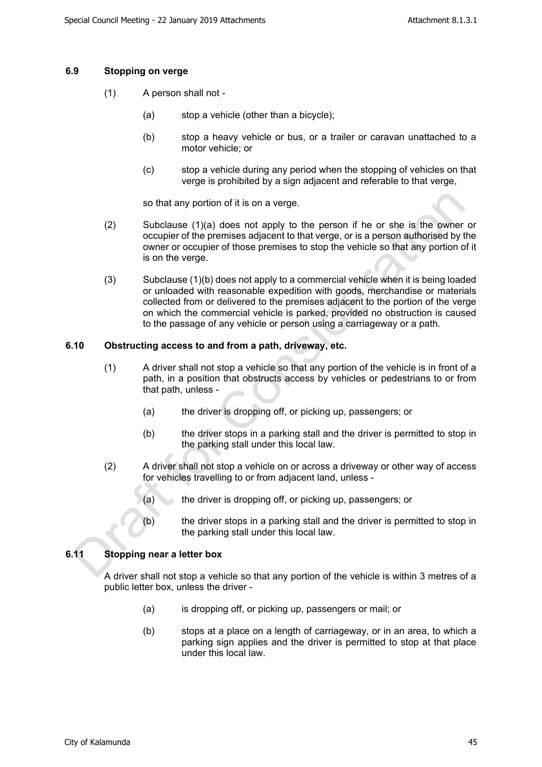### 6.9 Stopping on verge

(1) A person shall not -

(a) stop a vehicle (other than a bicycle);

(b) stop a heavy vehicle or bus, or a trailer or caravan unattached to a motor vehicle; or

(c) stop a vehicle during any period when the stopping of vehicles on that verge is prohibited by a sign adjacent and referable to that verge,

so that any portion of it is on a verge.

(2) Subclause (1)(a) does not apply to the person if he or she is the owner or occupier of the premises adjacent to that verge, or is a person authorised by the owner or occupier of those premises to stop the vehicle so that any portion of it is on the verge.

(3) Subclause (1)(b) does not apply to a commercial vehicle when it is being loaded or unloaded with reasonable expedition with goods, merchandise or materials collected from or delivered to the premises adjacent to the portion of the verge on which the commercial vehicle is parked, provided no obstruction is caused to the passage of any vehicle or person using a carriageway or a path.

### 6.10 Obstructing access to and from a path, driveway, etc.

(1) A driver shall not stop a vehicle so that any portion of the vehicle is in front of a path, in a position that obstructs access by vehicles or pedestrians to or from that path, unless -

(a) the driver is dropping off, or picking up, passengers; or

(b) the driver stops in a parking stall and the driver is permitted to stop in the parking stall under this local law.

(2) A driver shall not stop a vehicle on or across a driveway or other way of access for vehicles travelling to or from adjacent land, unless -

(a) the driver is dropping off, or picking up, passengers; or

(b) the driver stops in a parking stall and the driver is permitted to stop in the parking stall under this local law.

### 6.11 Stopping near a letter box

A driver shall not stop a vehicle so that any portion of the vehicle is within 3 metres of a public letter box, unless the driver -

(a) is dropping off, or picking up, passengers or mail; or

(b) stops at a place on a length of carriageway, or in an area, to which a parking sign applies and the driver is permitted to stop at that place under this local law.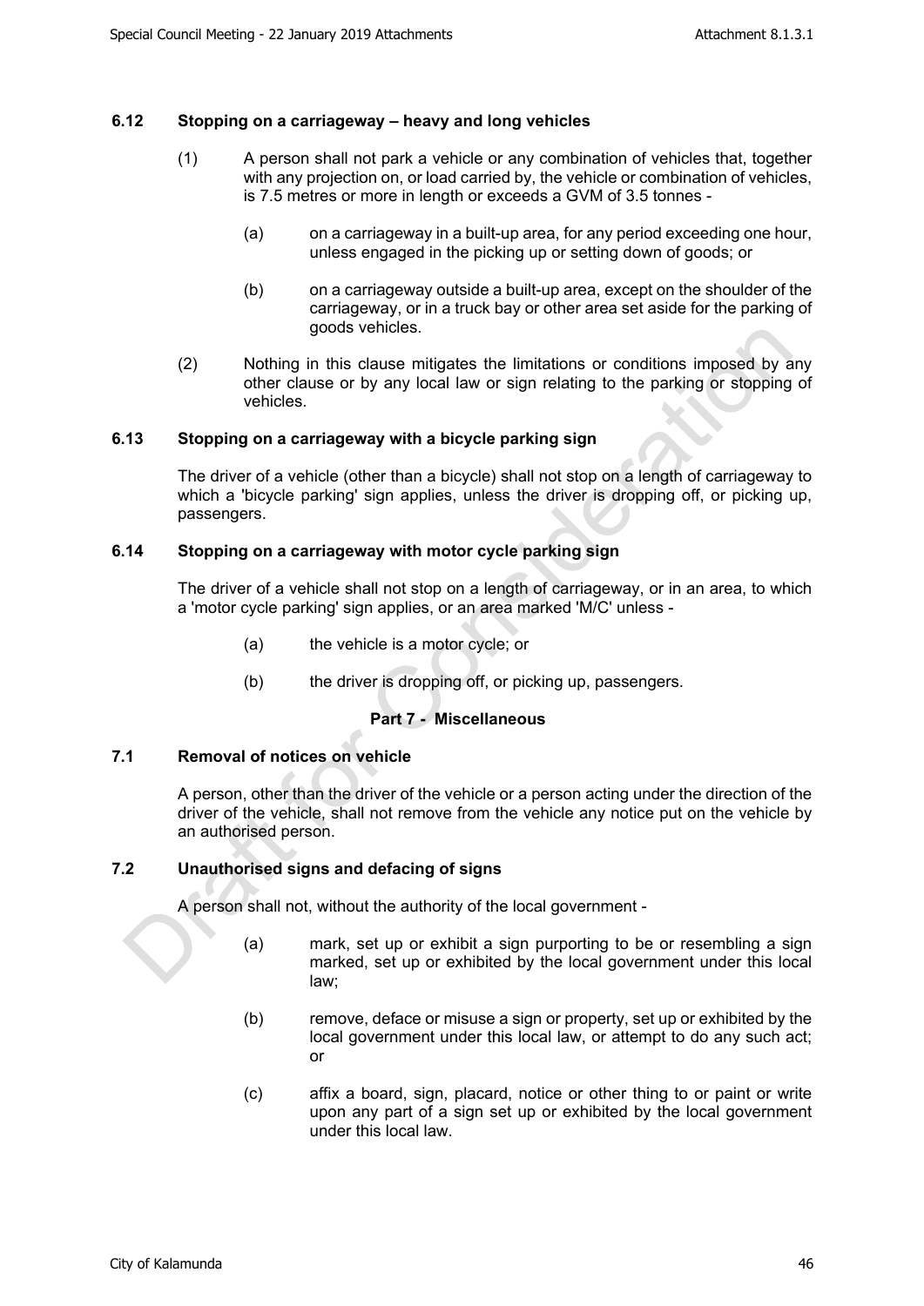### 6.12 Stopping on a carriageway – heavy and long vehicles

(1) A person shall not park a vehicle or any combination of vehicles that, together with any projection on, or load carried by, the vehicle or combination of vehicles, is 7.5 metres or more in length or exceeds a GVM of 3.5 tonnes -

(a) on a carriageway in a built-up area, for any period exceeding one hour, unless engaged in the picking up or setting down of goods; or

(b) on a carriageway outside a built-up area, except on the shoulder of the carriageway, or in a truck bay or other area set aside for the parking of goods vehicles.

(2) Nothing in this clause mitigates the limitations or conditions imposed by any other clause or by any local law or sign relating to the parking or stopping of vehicles.

### 6.13 Stopping on a carriageway with a bicycle parking sign

The driver of a vehicle (other than a bicycle) shall not stop on a length of carriageway to which a 'bicycle parking' sign applies, unless the driver is dropping off, or picking up, passengers.

### 6.14 Stopping on a carriageway with motor cycle parking sign

The driver of a vehicle shall not stop on a length of carriageway, or in an area, to which a 'motor cycle parking' sign applies, or an area marked 'M/C' unless -

(a) the vehicle is a motor cycle; or

(b) the driver is dropping off, or picking up, passengers.

## Part 7 - Miscellaneous

### 7.1 Removal of notices on vehicle

A person, other than the driver of the vehicle or a person acting under the direction of the driver of the vehicle, shall not remove from the vehicle any notice put on the vehicle by an authorised person.

### 7.2 Unauthorised signs and defacing of signs

A person shall not, without the authority of the local government -

(a) mark, set up or exhibit a sign purporting to be or resembling a sign marked, set up or exhibited by the local government under this local law;

(b) remove, deface or misuse a sign or property, set up or exhibited by the local government under this local law, or attempt to do any such act; or

(c) affix a board, sign, placard, notice or other thing to or paint or write upon any part of a sign set up or exhibited by the local government under this local law.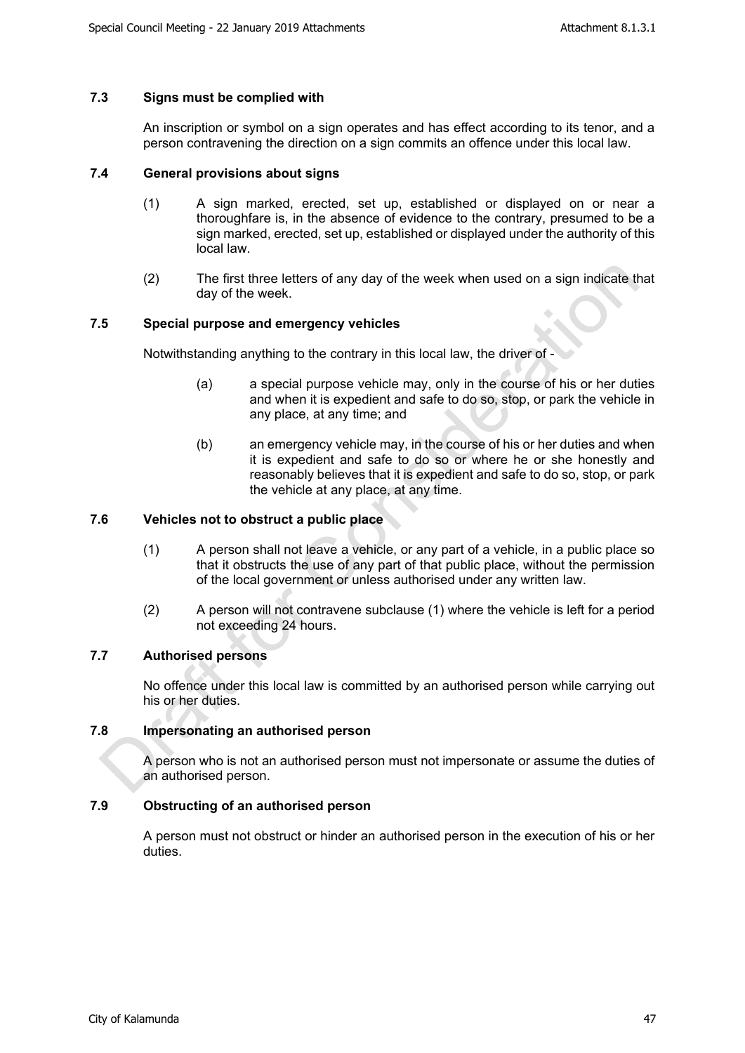### 7.3 Signs must be complied with

An inscription or symbol on a sign operates and has effect according to its tenor, and a person contravening the direction on a sign commits an offence under this local law.

### 7.4 General provisions about signs

(1) A sign marked, erected, set up, established or displayed on or near a thoroughfare is, in the absence of evidence to the contrary, presumed to be a sign marked, erected, set up, established or displayed under the authority of this local law.

(2) The first three letters of any day of the week when used on a sign indicate that day of the week.

### 7.5 Special purpose and emergency vehicles

Notwithstanding anything to the contrary in this local law, the driver of -

(a) a special purpose vehicle may, only in the course of his or her duties and when it is expedient and safe to do so, stop, or park the vehicle in any place, at any time; and

(b) an emergency vehicle may, in the course of his or her duties and when it is expedient and safe to do so or where he or she honestly and reasonably believes that it is expedient and safe to do so, stop, or park the vehicle at any place, at any time.

### 7.6 Vehicles not to obstruct a public place

(1) A person shall not leave a vehicle, or any part of a vehicle, in a public place so that it obstructs the use of any part of that public place, without the permission of the local government or unless authorised under any written law.

(2) A person will not contravene subclause (1) where the vehicle is left for a period not exceeding 24 hours.

### 7.7 Authorised persons

No offence under this local law is committed by an authorised person while carrying out his or her duties.

### 7.8 Impersonating an authorised person

A person who is not an authorised person must not impersonate or assume the duties of an authorised person.

### 7.9 Obstructing of an authorised person

A person must not obstruct or hinder an authorised person in the execution of his or her duties.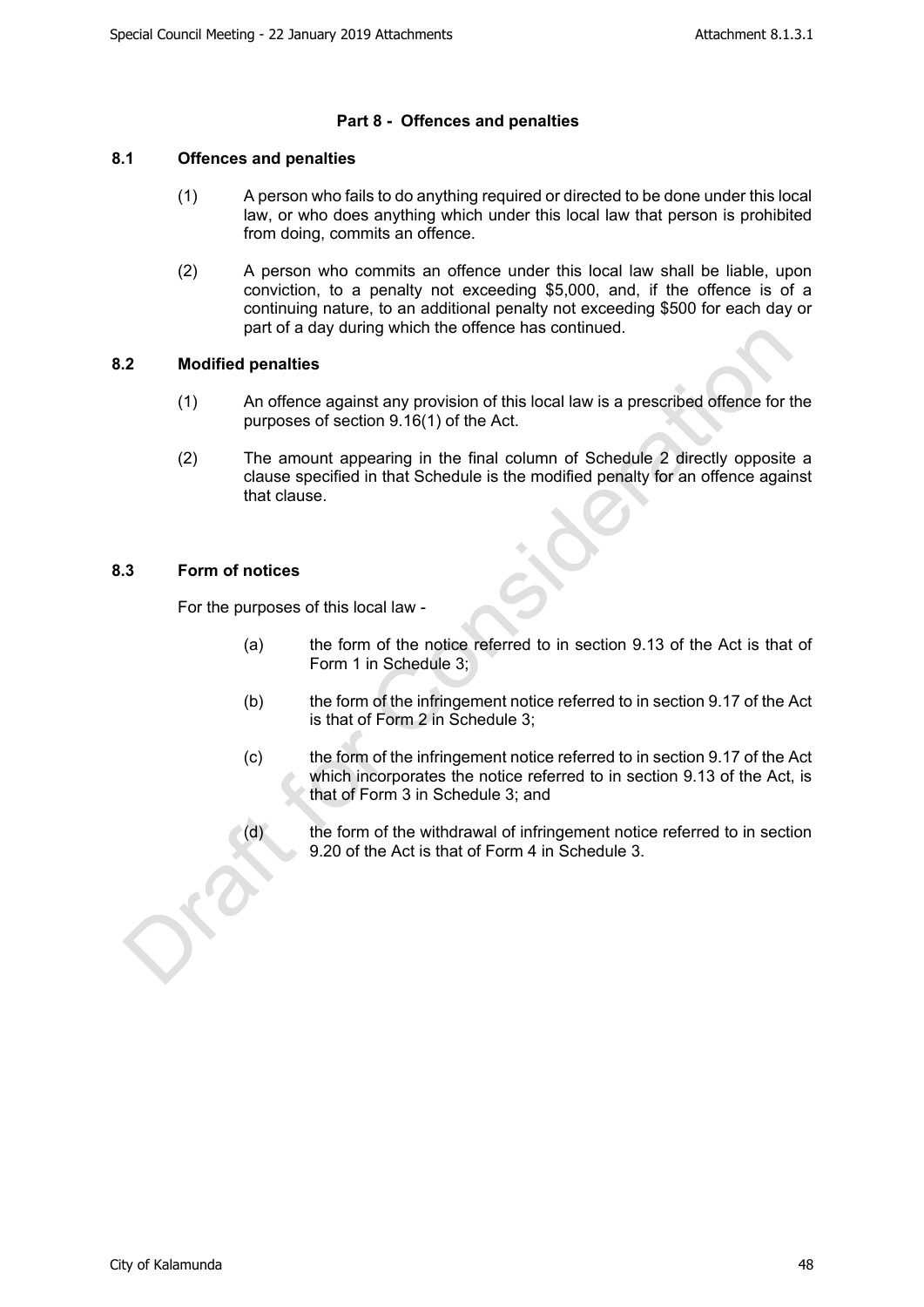## Part 8 - Offences and penalties

### 8.1 Offences and penalties

(1) A person who fails to do anything required or directed to be done under this local law, or who does anything which under this local law that person is prohibited from doing, commits an offence.

(2) A person who commits an offence under this local law shall be liable, upon conviction, to a penalty not exceeding $5,000, and, if the offence is of a continuing nature, to an additional penalty not exceeding $500 for each day or part of a day during which the offence has continued.

### 8.2 Modified penalties

(1) An offence against any provision of this local law is a prescribed offence for the purposes of section 9.16(1) of the Act.

(2) The amount appearing in the final column of Schedule 2 directly opposite a clause specified in that Schedule is the modified penalty for an offence against that clause.

### 8.3 Form of notices

For the purposes of this local law -

(a) the form of the notice referred to in section 9.13 of the Act is that of Form 1 in Schedule 3;

(b) the form of the infringement notice referred to in section 9.17 of the Act is that of Form 2 in Schedule 3;

(c) the form of the infringement notice referred to in section 9.17 of the Act which incorporates the notice referred to in section 9.13 of the Act, is that of Form 3 in Schedule 3; and

(d) the form of the withdrawal of infringement notice referred to in section 9.20 of the Act is that of Form 4 in Schedule 3.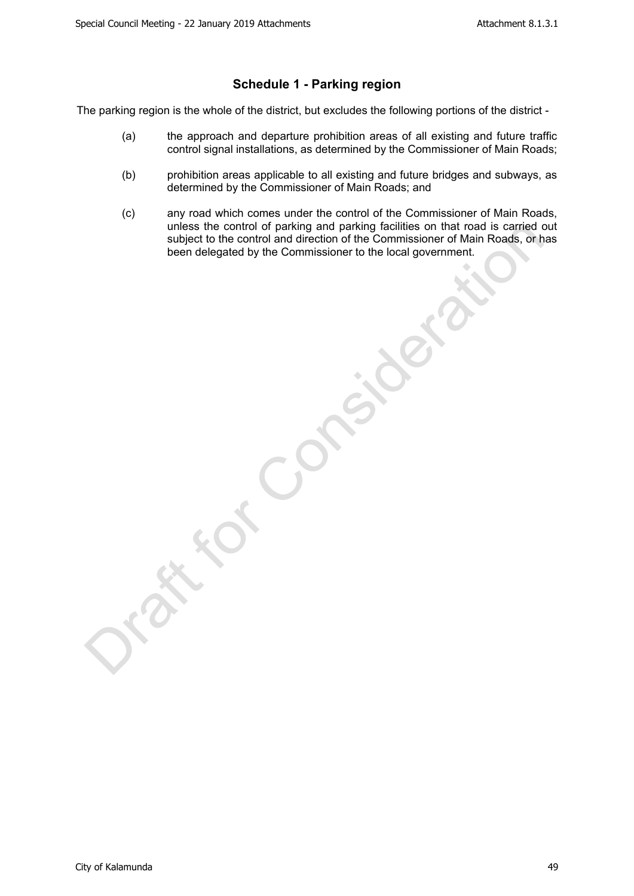## Schedule 1 - Parking region

The parking region is the whole of the district, but excludes the following portions of the district -

(a) the approach and departure prohibition areas of all existing and future traffic control signal installations, as determined by the Commissioner of Main Roads;

(b) prohibition areas applicable to all existing and future bridges and subways, as determined by the Commissioner of Main Roads; and

(c) any road which comes under the control of the Commissioner of Main Roads, unless the control of parking and parking facilities on that road is carried out subject to the control and direction of the Commissioner of Main Roads, or has been delegated by the Commissioner to the local government.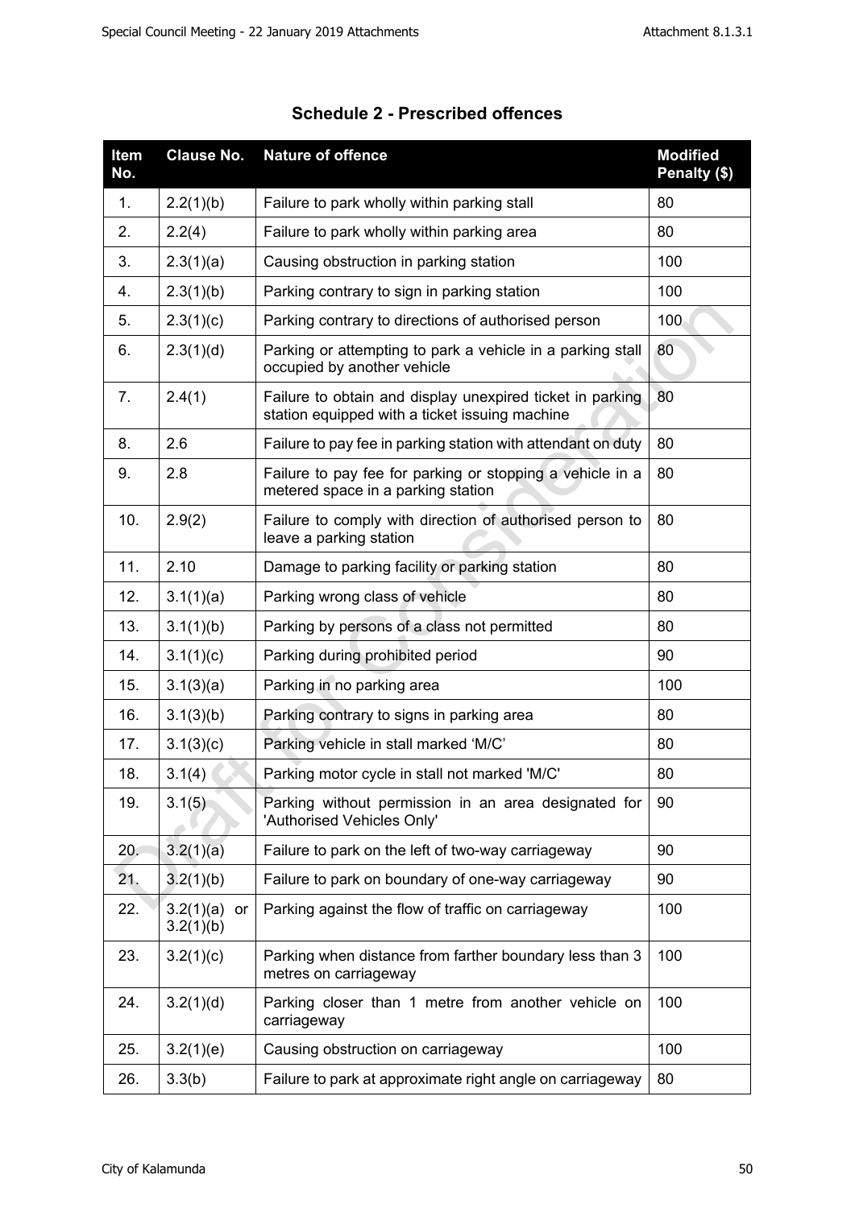## Schedule 2 - Prescribed offences

| Item No. | Clause No. | Nature of offence | Modified Penalty ($) |
|---|---|---|---|
| 1. | 2.2(1)(b) | Failure to park wholly within parking stall | 80 |
| 2. | 2.2(4) | Failure to park wholly within parking area | 80 |
| 3. | 2.3(1)(a) | Causing obstruction in parking station | 100 |
| 4. | 2.3(1)(b) | Parking contrary to sign in parking station | 100 |
| 5. | 2.3(1)(c) | Parking contrary to directions of authorised person | 100 |
| 6. | 2.3(1)(d) | Parking or attempting to park a vehicle in a parking stall occupied by another vehicle | 80 |
| 7. | 2.4(1) | Failure to obtain and display unexpired ticket in parking station equipped with a ticket issuing machine | 80 |
| 8. | 2.6 | Failure to pay fee in parking station with attendant on duty | 80 |
| 9. | 2.8 | Failure to pay fee for parking or stopping a vehicle in a metered space in a parking station | 80 |
| 10. | 2.9(2) | Failure to comply with direction of authorised person to leave a parking station | 80 |
| 11. | 2.10 | Damage to parking facility or parking station | 80 |
| 12. | 3.1(1)(a) | Parking wrong class of vehicle | 80 |
| 13. | 3.1(1)(b) | Parking by persons of a class not permitted | 80 |
| 14. | 3.1(1)(c) | Parking during prohibited period | 90 |
| 15. | 3.1(3)(a) | Parking in no parking area | 100 |
| 16. | 3.1(3)(b) | Parking contrary to signs in parking area | 80 |
| 17. | 3.1(3)(c) | Parking vehicle in stall marked 'M/C' | 80 |
| 18. | 3.1(4) | Parking motor cycle in stall not marked 'M/C' | 80 |
| 19. | 3.1(5) | Parking without permission in an area designated for 'Authorised Vehicles Only' | 90 |
| 20. | 3.2(1)(a) | Failure to park on the left of two-way carriageway | 90 |
| 21. | 3.2(1)(b) | Failure to park on boundary of one-way carriageway | 90 |
| 22. | 3.2(1)(a) or 3.2(1)(b) | Parking against the flow of traffic on carriageway | 100 |
| 23. | 3.2(1)(c) | Parking when distance from farther boundary less than 3 metres on carriageway | 100 |
| 24. | 3.2(1)(d) | Parking closer than 1 metre from another vehicle on carriageway | 100 |
| 25. | 3.2(1)(e) | Causing obstruction on carriageway | 100 |
| 26. | 3.3(b) | Failure to park at approximate right angle on carriageway | 80 |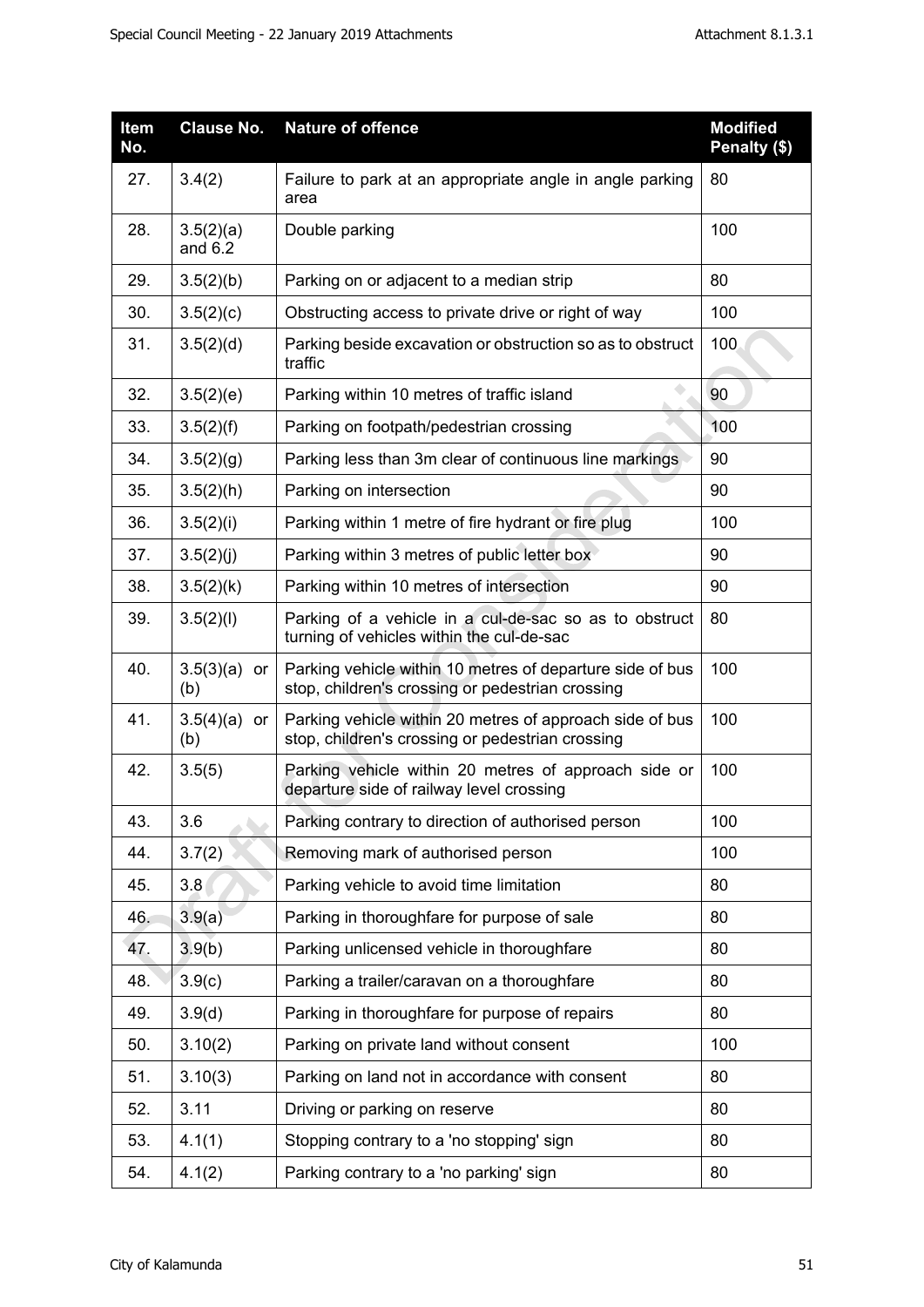| Item No. | Clause No. | Nature of offence | Modified Penalty ($) |
|---|---|---|---|
| 27. | 3.4(2) | Failure to park at an appropriate angle in angle parking area | 80 |
| 28. | 3.5(2)(a) and 6.2 | Double parking | 100 |
| 29. | 3.5(2)(b) | Parking on or adjacent to a median strip | 80 |
| 30. | 3.5(2)(c) | Obstructing access to private drive or right of way | 100 |
| 31. | 3.5(2)(d) | Parking beside excavation or obstruction so as to obstruct traffic | 100 |
| 32. | 3.5(2)(e) | Parking within 10 metres of traffic island | 90 |
| 33. | 3.5(2)(f) | Parking on footpath/pedestrian crossing | 100 |
| 34. | 3.5(2)(g) | Parking less than 3m clear of continuous line markings | 90 |
| 35. | 3.5(2)(h) | Parking on intersection | 90 |
| 36. | 3.5(2)(i) | Parking within 1 metre of fire hydrant or fire plug | 100 |
| 37. | 3.5(2)(j) | Parking within 3 metres of public letter box | 90 |
| 38. | 3.5(2)(k) | Parking within 10 metres of intersection | 90 |
| 39. | 3.5(2)(l) | Parking of a vehicle in a cul-de-sac so as to obstruct turning of vehicles within the cul-de-sac | 80 |
| 40. | 3.5(3)(a) or (b) | Parking vehicle within 10 metres of departure side of bus stop, children's crossing or pedestrian crossing | 100 |
| 41. | 3.5(4)(a) or (b) | Parking vehicle within 20 metres of approach side of bus stop, children's crossing or pedestrian crossing | 100 |
| 42. | 3.5(5) | Parking vehicle within 20 metres of approach side or departure side of railway level crossing | 100 |
| 43. | 3.6 | Parking contrary to direction of authorised person | 100 |
| 44. | 3.7(2) | Removing mark of authorised person | 100 |
| 45. | 3.8 | Parking vehicle to avoid time limitation | 80 |
| 46. | 3.9(a) | Parking in thoroughfare for purpose of sale | 80 |
| 47. | 3.9(b) | Parking unlicensed vehicle in thoroughfare | 80 |
| 48. | 3.9(c) | Parking a trailer/caravan on a thoroughfare | 80 |
| 49. | 3.9(d) | Parking in thoroughfare for purpose of repairs | 80 |
| 50. | 3.10(2) | Parking on private land without consent | 100 |
| 51. | 3.10(3) | Parking on land not in accordance with consent | 80 |
| 52. | 3.11 | Driving or parking on reserve | 80 |
| 53. | 4.1(1) | Stopping contrary to a 'no stopping' sign | 80 |
| 54. | 4.1(2) | Parking contrary to a 'no parking' sign | 80 |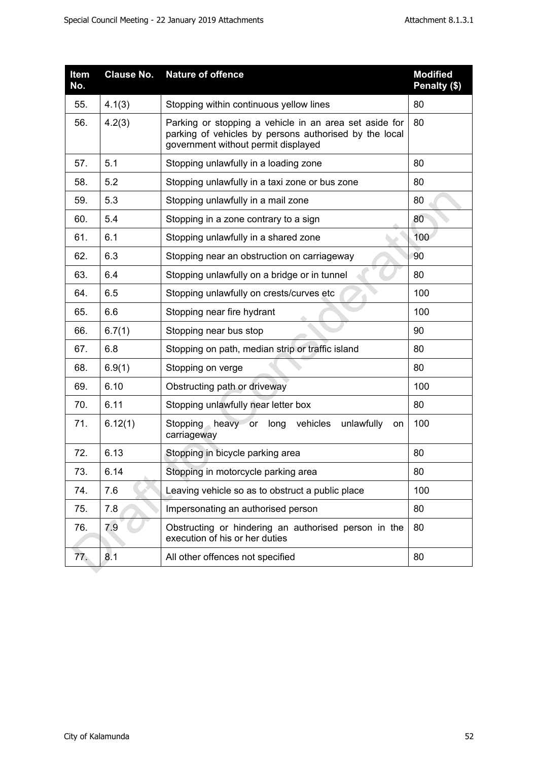| Item No. | Clause No. | Nature of offence | Modified Penalty ($) |
|---|---|---|---|
| 55. | 4.1(3) | Stopping within continuous yellow lines | 80 |
| 56. | 4.2(3) | Parking or stopping a vehicle in an area set aside for parking of vehicles by persons authorised by the local government without permit displayed | 80 |
| 57. | 5.1 | Stopping unlawfully in a loading zone | 80 |
| 58. | 5.2 | Stopping unlawfully in a taxi zone or bus zone | 80 |
| 59. | 5.3 | Stopping unlawfully in a mail zone | 80 |
| 60. | 5.4 | Stopping in a zone contrary to a sign | 80 |
| 61. | 6.1 | Stopping unlawfully in a shared zone | 100 |
| 62. | 6.3 | Stopping near an obstruction on carriageway | 90 |
| 63. | 6.4 | Stopping unlawfully on a bridge or in tunnel | 80 |
| 64. | 6.5 | Stopping unlawfully on crests/curves etc | 100 |
| 65. | 6.6 | Stopping near fire hydrant | 100 |
| 66. | 6.7(1) | Stopping near bus stop | 90 |
| 67. | 6.8 | Stopping on path, median strip or traffic island | 80 |
| 68. | 6.9(1) | Stopping on verge | 80 |
| 69. | 6.10 | Obstructing path or driveway | 100 |
| 70. | 6.11 | Stopping unlawfully near letter box | 80 |
| 71. | 6.12(1) | Stopping heavy or long vehicles unlawfully on carriageway | 100 |
| 72. | 6.13 | Stopping in bicycle parking area | 80 |
| 73. | 6.14 | Stopping in motorcycle parking area | 80 |
| 74. | 7.6 | Leaving vehicle so as to obstruct a public place | 100 |
| 75. | 7.8 | Impersonating an authorised person | 80 |
| 76. | 7.9 | Obstructing or hindering an authorised person in the execution of his or her duties | 80 |
| 77. | 8.1 | All other offences not specified | 80 |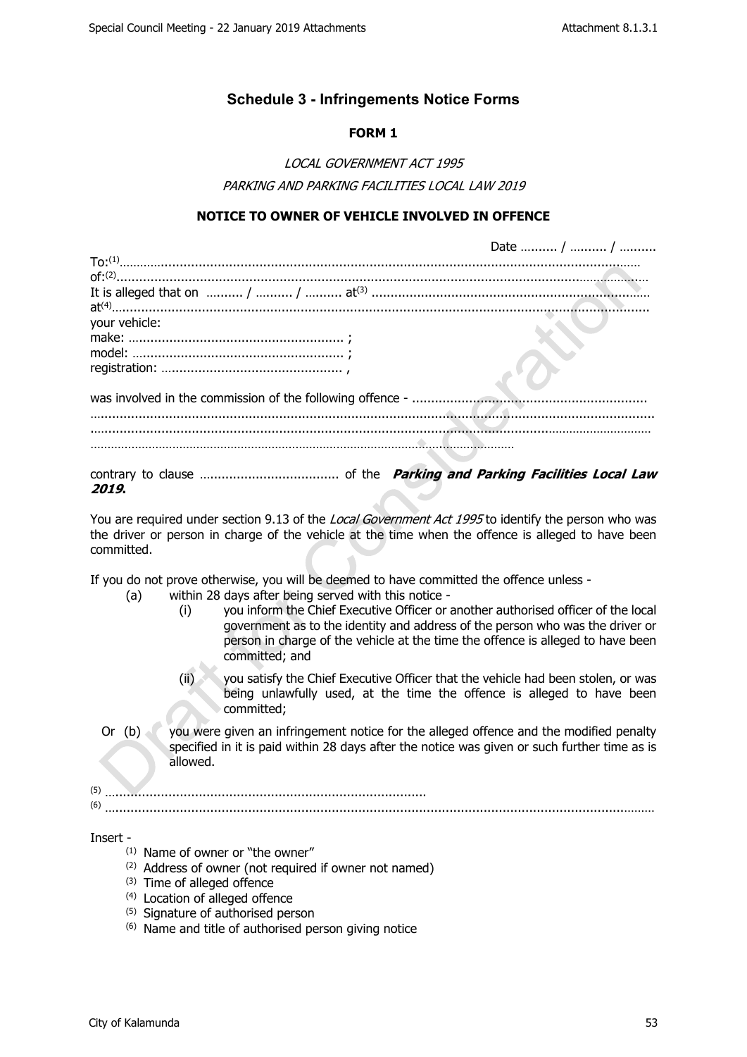## Schedule 3 - Infringements Notice Forms

**FORM 1**

*LOCAL GOVERNMENT ACT 1995*

*PARKING AND PARKING FACILITIES LOCAL LAW 2019*

**NOTICE TO OWNER OF VEHICLE INVOLVED IN OFFENCE**

Date ………. / ………. / ……….

To:[(1)]…………………………………………………………………………………………………

of:[(2)]…………………………………………………………………………………………………

It is alleged that on ………. / ………. / ………. at[(3)] ………………………………………………

at[(4)]…………………………………………………………………………………………………

your vehicle:

make: ………………………………………………… ;

model: ………………………………………………… ;

registration: ………………………………………… ,

was involved in the commission of the following offence - ……………………………………………

……………………………………………………………………………………………………………

……………………………………………………………………………………………………………

……………………………………………………………………………………………………

contrary to clause ……………………………… of the ***Parking and Parking Facilities Local Law 2019***.

You are required under section 9.13 of the *Local Government Act 1995* to identify the person who was the driver or person in charge of the vehicle at the time when the offence is alleged to have been committed.

If you do not prove otherwise, you will be deemed to have committed the offence unless -

(a) within 28 days after being served with this notice -

  (i) you inform the Chief Executive Officer or another authorised officer of the local government as to the identity and address of the person who was the driver or person in charge of the vehicle at the time the offence is alleged to have been committed; and

  (ii) you satisfy the Chief Executive Officer that the vehicle had been stolen, or was being unlawfully used, at the time the offence is alleged to have been committed;

Or (b) you were given an infringement notice for the alleged offence and the modified penalty specified in it is paid within 28 days after the notice was given or such further time as is allowed.

[(5)] ……………………………………………………………………………

[(6)] ……………………………………………………………………………………………………

Insert -

- [(1)] Name of owner or "the owner"
- [(2)] Address of owner (not required if owner not named)
- [(3)] Time of alleged offence
- [(4)] Location of alleged offence
- [(5)] Signature of authorised person
- [(6)] Name and title of authorised person giving notice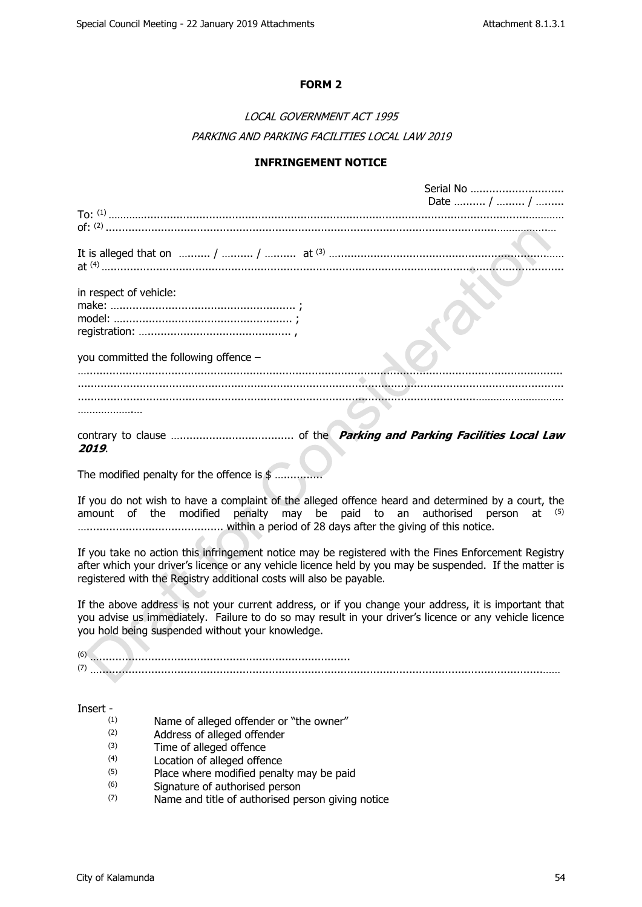**FORM 2**

*LOCAL GOVERNMENT ACT 1995*

*PARKING AND PARKING FACILITIES LOCAL LAW 2019*

**INFRINGEMENT NOTICE**

Serial No ……………………….

Date ………. / ……… / ………

To: [1] …………………………………………………………………………………………………………………

of: [2] …………………………………………………………………………………………………………………

It is alleged that on ………. / ………. / ………. at [3] ……………………………………………………………

at [4] …………………………………………………………………………………………………………………

in respect of vehicle:

make: ………………………………………………… ;

model: ……………………………………………… ;

registration: ……………………………………….. ,

you committed the following offence –

…………………………………………………………………………………………………………………………

…………………………………………………………………………………………………………………………

…………………………………………………………………………………………………………………………

…………………

contrary to clause ……………………………… of the ***Parking and Parking Facilities Local Law 2019***.

The modified penalty for the offence is $ …………..

If you do not wish to have a complaint of the alleged offence heard and determined by a court, the amount of the modified penalty may be paid to an authorised person at [5] ……………………………………… within a period of 28 days after the giving of this notice.

If you take no action this infringement notice may be registered with the Fines Enforcement Registry after which your driver's licence or any vehicle licence held by you may be suspended. If the matter is registered with the Registry additional costs will also be payable.

If the above address is not your current address, or if you change your address, it is important that you advise us immediately. Failure to do so may result in your driver's licence or any vehicle licence you hold being suspended without your knowledge.

[6] ……………………………………………………………………

[7] …………………………………………………………………………………………………………………

Insert -

(1) Name of alleged offender or "the owner"
(2) Address of alleged offender
(3) Time of alleged offence
(4) Location of alleged offence
(5) Place where modified penalty may be paid
(6) Signature of authorised person
(7) Name and title of authorised person giving notice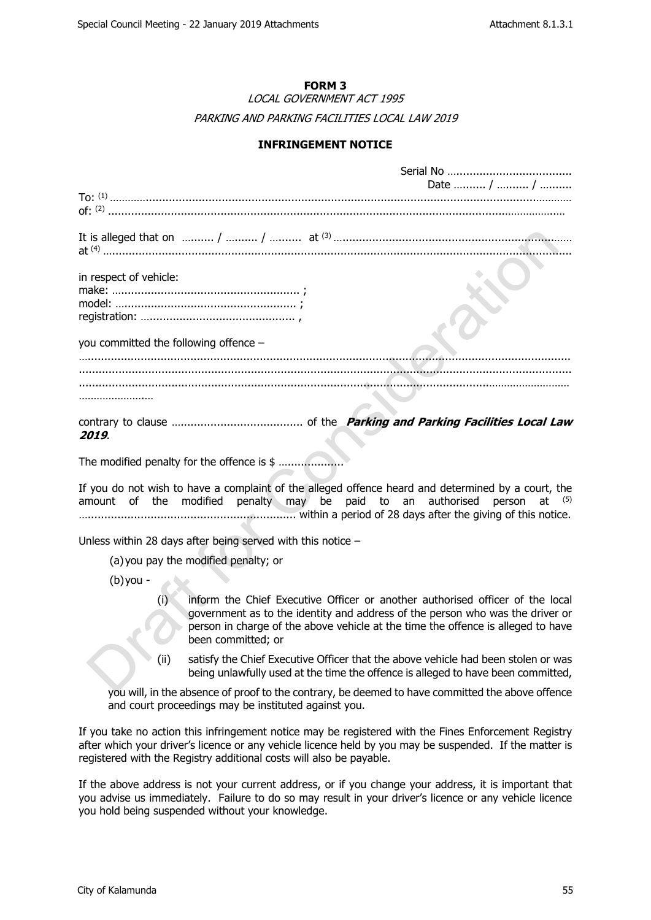**FORM 3**

*LOCAL GOVERNMENT ACT 1995*

*PARKING AND PARKING FACILITIES LOCAL LAW 2019*

**INFRINGEMENT NOTICE**

Serial No ………………………………
Date ………. / ………. / ……….

To: (1) ……………………………………………………………………………………………………………
of: (2) ……………………………………………………………………………………………………………

It is alleged that on ………. / ………. / ………. at (3) ……………………………………………………
at (4) ……………………………………………………………………………………………………………

in respect of vehicle:
make: ………………………………………………… ;
model: ………………………………………………… ;
registration: ……………………………………… ,

you committed the following offence –

……………………………………………………………………………………………………………………
……………………………………………………………………………………………………………………
……………………………………………………………………………………………………………………
……………………

contrary to clause ………………………………… of the ***Parking and Parking Facilities Local Law 2019***.

The modified penalty for the offence is $ ………………

If you do not wish to have a complaint of the alleged offence heard and determined by a court, the amount of the modified penalty may be paid to an authorised person at (5) ………………………………………………………… within a period of 28 days after the giving of this notice.

Unless within 28 days after being served with this notice –

(a) you pay the modified penalty; or

(b) you -

(i) inform the Chief Executive Officer or another authorised officer of the local government as to the identity and address of the person who was the driver or person in charge of the above vehicle at the time the offence is alleged to have been committed; or

(ii) satisfy the Chief Executive Officer that the above vehicle had been stolen or was being unlawfully used at the time the offence is alleged to have been committed,

you will, in the absence of proof to the contrary, be deemed to have committed the above offence and court proceedings may be instituted against you.

If you take no action this infringement notice may be registered with the Fines Enforcement Registry after which your driver's licence or any vehicle licence held by you may be suspended. If the matter is registered with the Registry additional costs will also be payable.

If the above address is not your current address, or if you change your address, it is important that you advise us immediately. Failure to do so may result in your driver's licence or any vehicle licence you hold being suspended without your knowledge.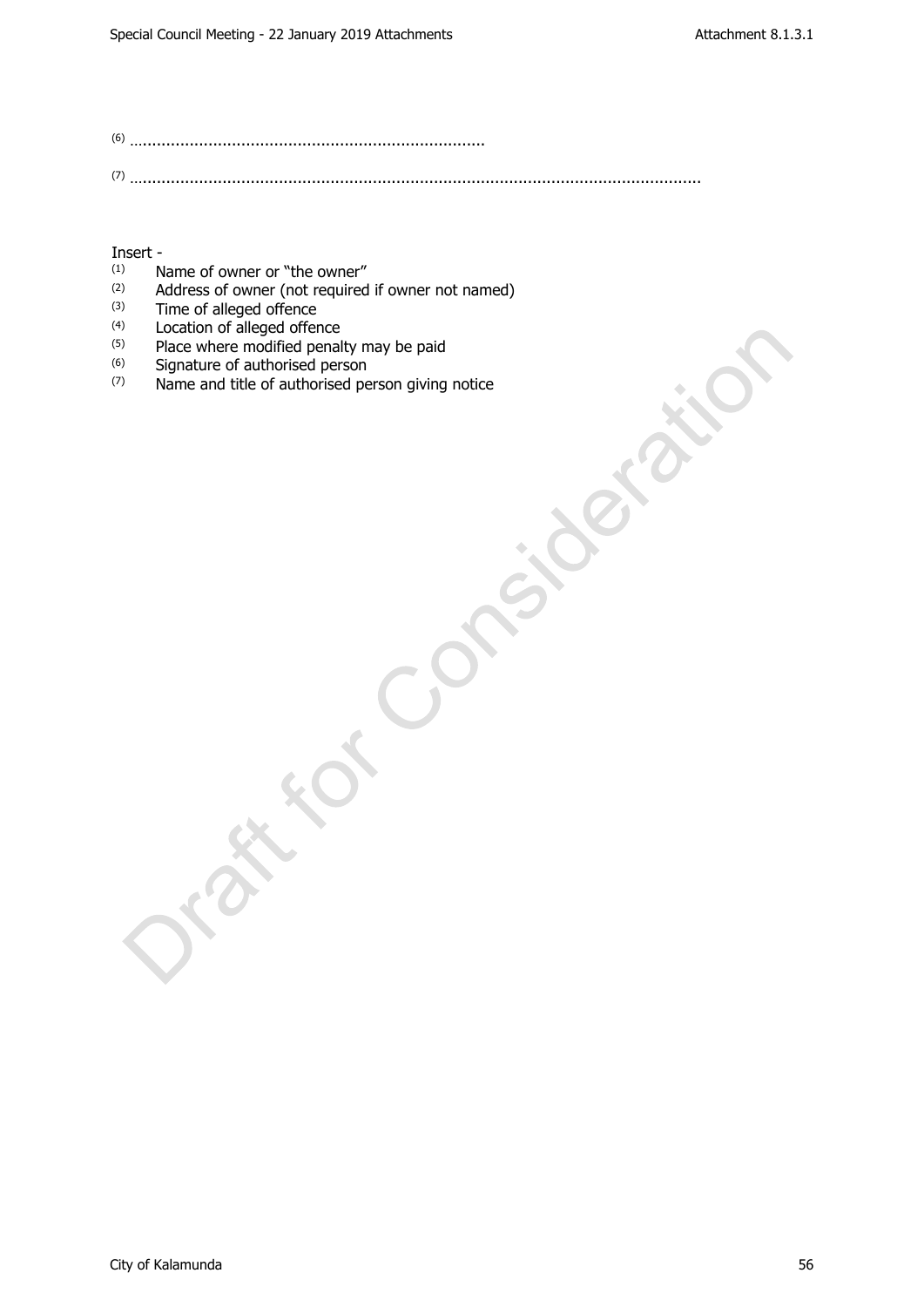(6) ..........................................................................

(7) .........................................................................................................................

Insert -

(1) Name of owner or "the owner"
(2) Address of owner (not required if owner not named)
(3) Time of alleged offence
(4) Location of alleged offence
(5) Place where modified penalty may be paid
(6) Signature of authorised person
(7) Name and title of authorised person giving notice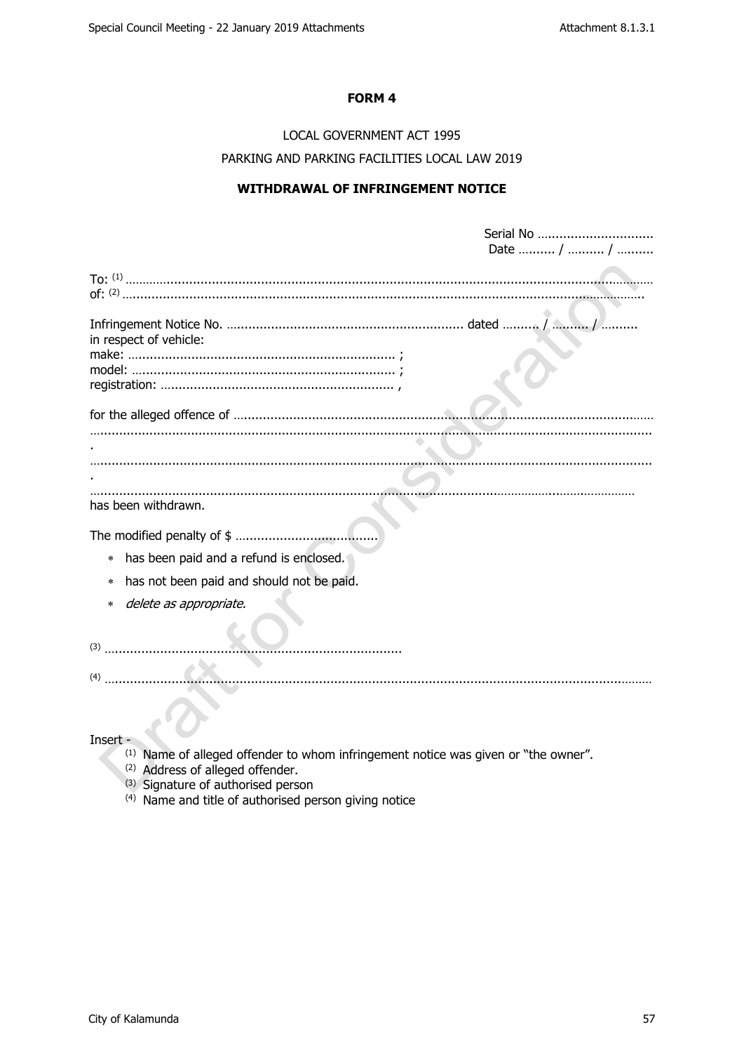**FORM 4**

LOCAL GOVERNMENT ACT 1995

PARKING AND PARKING FACILITIES LOCAL LAW 2019

**WITHDRAWAL OF INFRINGEMENT NOTICE**

Serial No ..............................
Date .......... / .......... / ..........

To: [1] ..........................................................................................................................................
of: [2] ..........................................................................................................................................

Infringement Notice No. .............................................................. dated .......... / .......... / ..........
in respect of vehicle:
make: ...................................................................... ;
model: ..................................................................... ;
registration: ............................................................. ,

for the alleged offence of ..........................................................................................................
..........................................................................................................................................
.
..........................................................................................................................................
.
..........................................................................................................................................
has been withdrawn.

The modified penalty of $ ......................................

- ∗ has been paid and a refund is enclosed.
- ∗ has not been paid and should not be paid.
- ∗ *delete as appropriate.*

[3] .............................................................................

[4] ..........................................................................................................................................

Insert -
[1] Name of alleged offender to whom infringement notice was given or "the owner".
[2] Address of alleged offender.
[3] Signature of authorised person
[4] Name and title of authorised person giving notice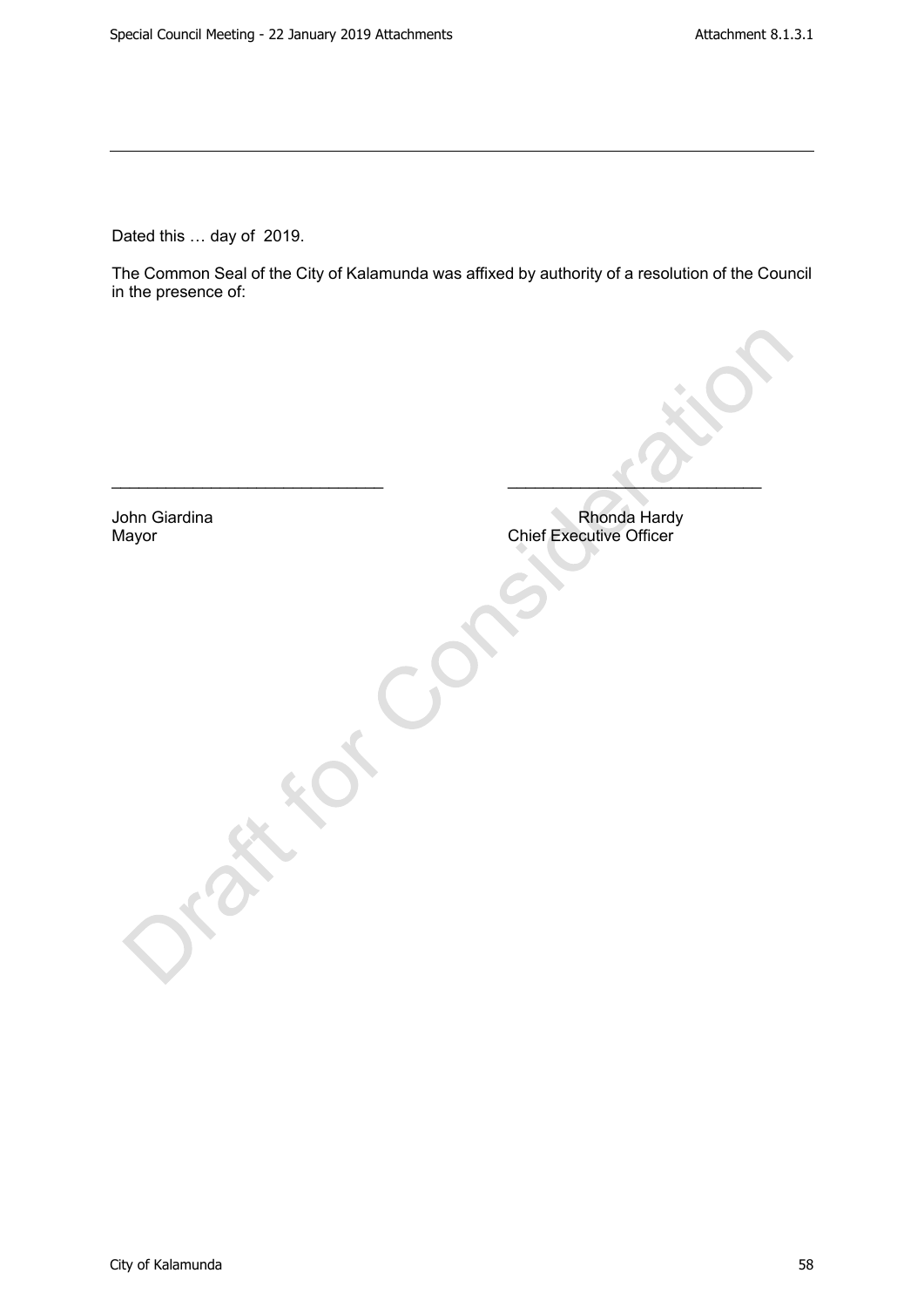---

Dated this … day of 2019.

The Common Seal of the City of Kalamunda was affixed by authority of a resolution of the Council in the presence of:

\_\_\_\_\_\_\_\_\_\_\_\_\_\_\_\_\_\_\_\_\_\_\_\_\_\_\_\_\_\_ \_\_\_\_\_\_\_\_\_\_\_\_\_\_\_\_\_\_\_\_\_\_\_\_\_\_\_\_\_\_

John Giardina  
Mayor

Rhonda Hardy  
Chief Executive Officer

Draft for Consideration